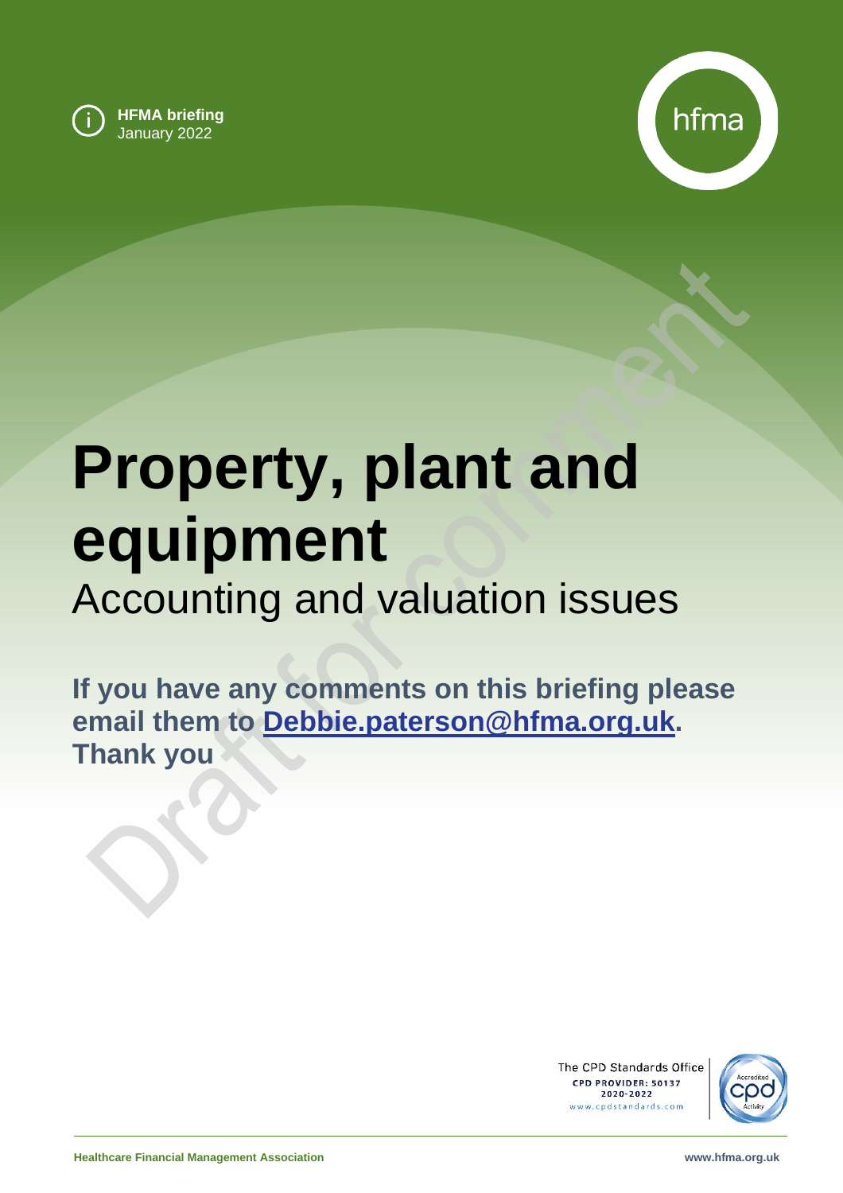HFMA briefing
January 2022

# Property, plant and equipment

## Accounting and valuation issues

**If you have any comments on this briefing please email them to [Debbie.paterson@hfma.org.uk](mailto:Debbie.paterson@hfma.org.uk). Thank you**

Draft for comment

The CPD Standards Office
CPD PROVIDER: 50137
2020-2022
www.cpdstandards.com

Healthcare Financial Management Association

www.hfma.org.uk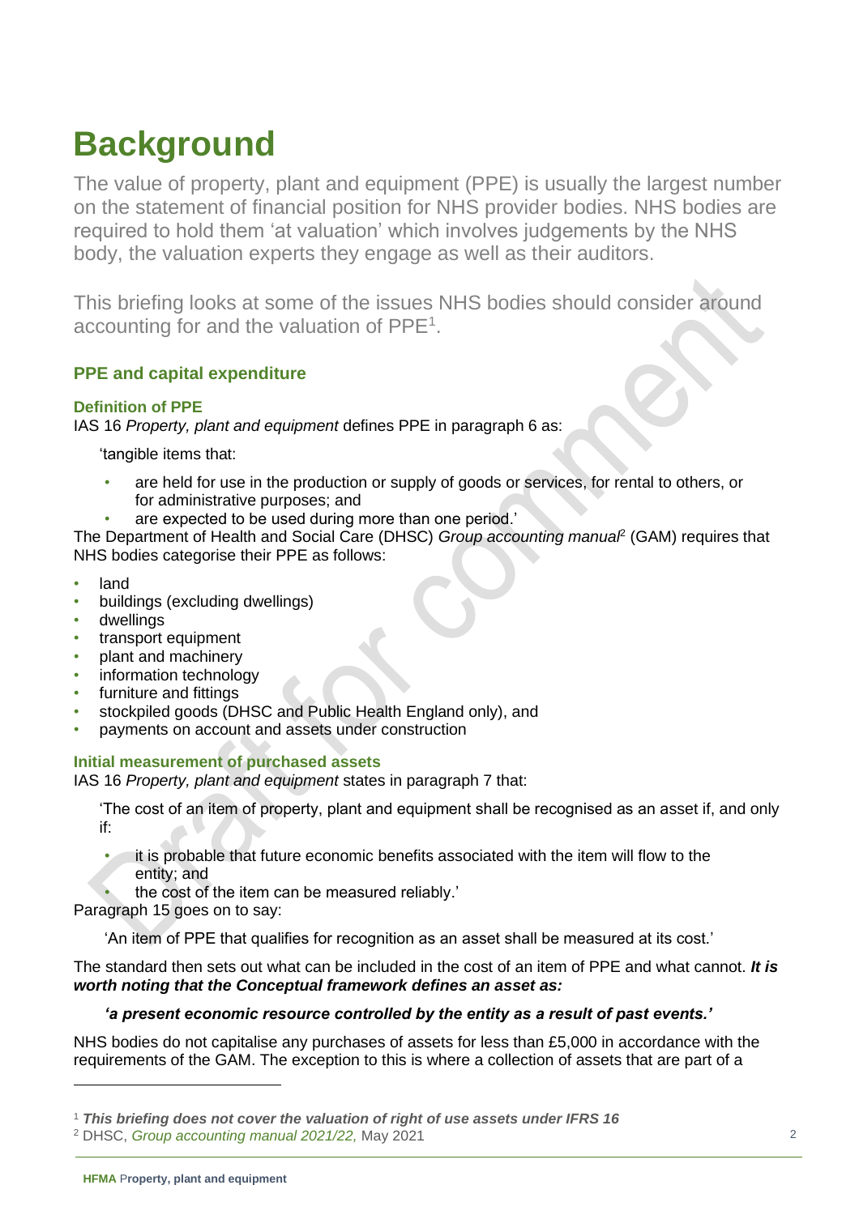# Background

The value of property, plant and equipment (PPE) is usually the largest number on the statement of financial position for NHS provider bodies. NHS bodies are required to hold them 'at valuation' which involves judgements by the NHS body, the valuation experts they engage as well as their auditors.

This briefing looks at some of the issues NHS bodies should consider around accounting for and the valuation of PPE[1].

## PPE and capital expenditure

### Definition of PPE

IAS 16 *Property, plant and equipment* defines PPE in paragraph 6 as:

> 'tangible items that:
>
> - are held for use in the production or supply of goods or services, for rental to others, or for administrative purposes; and
> - are expected to be used during more than one period.'

The Department of Health and Social Care (DHSC) *Group accounting manual*[2] (GAM) requires that NHS bodies categorise their PPE as follows:

- land
- buildings (excluding dwellings)
- dwellings
- transport equipment
- plant and machinery
- information technology
- furniture and fittings
- stockpiled goods (DHSC and Public Health England only), and
- payments on account and assets under construction

### Initial measurement of purchased assets

IAS 16 *Property, plant and equipment* states in paragraph 7 that:

> 'The cost of an item of property, plant and equipment shall be recognised as an asset if, and only if:
>
> - it is probable that future economic benefits associated with the item will flow to the entity; and
> - the cost of the item can be measured reliably.'

Paragraph 15 goes on to say:

> 'An item of PPE that qualifies for recognition as an asset shall be measured at its cost.'

The standard then sets out what can be included in the cost of an item of PPE and what cannot. ***It is worth noting that the Conceptual framework defines an asset as:***

> ***'a present economic resource controlled by the entity as a result of past events.'***

NHS bodies do not capitalise any purchases of assets for less than £5,000 in accordance with the requirements of the GAM. The exception to this is where a collection of assets that are part of a

---

[1] ***This briefing does not cover the valuation of right of use assets under IFRS 16***

[2] DHSC, *Group accounting manual 2021/22,* May 2021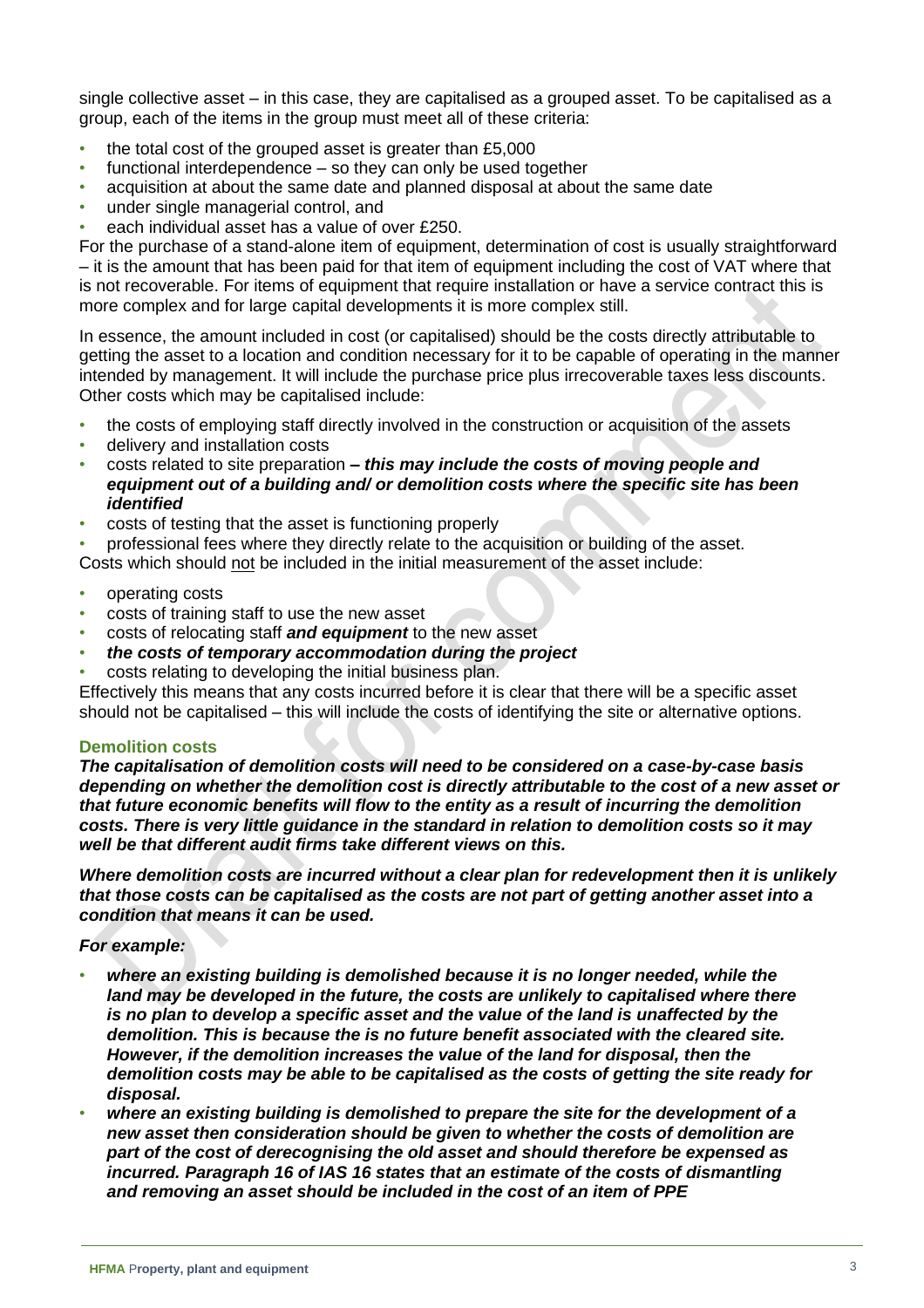single collective asset – in this case, they are capitalised as a grouped asset. To be capitalised as a group, each of the items in the group must meet all of these criteria:

- the total cost of the grouped asset is greater than £5,000
- functional interdependence – so they can only be used together
- acquisition at about the same date and planned disposal at about the same date
- under single managerial control, and
- each individual asset has a value of over £250.

For the purchase of a stand-alone item of equipment, determination of cost is usually straightforward – it is the amount that has been paid for that item of equipment including the cost of VAT where that is not recoverable. For items of equipment that require installation or have a service contract this is more complex and for large capital developments it is more complex still.

In essence, the amount included in cost (or capitalised) should be the costs directly attributable to getting the asset to a location and condition necessary for it to be capable of operating in the manner intended by management. It will include the purchase price plus irrecoverable taxes less discounts. Other costs which may be capitalised include:

- the costs of employing staff directly involved in the construction or acquisition of the assets
- delivery and installation costs
- costs related to site preparation ***– this may include the costs of moving people and equipment out of a building and/ or demolition costs where the specific site has been identified***
- costs of testing that the asset is functioning properly
- professional fees where they directly relate to the acquisition or building of the asset.

Costs which should not be included in the initial measurement of the asset include:

- operating costs
- costs of training staff to use the new asset
- costs of relocating staff ***and equipment*** to the new asset
- ***the costs of temporary accommodation during the project***
- costs relating to developing the initial business plan.

Effectively this means that any costs incurred before it is clear that there will be a specific asset should not be capitalised – this will include the costs of identifying the site or alternative options.

### Demolition costs

***The capitalisation of demolition costs will need to be considered on a case-by-case basis depending on whether the demolition cost is directly attributable to the cost of a new asset or that future economic benefits will flow to the entity as a result of incurring the demolition costs. There is very little guidance in the standard in relation to demolition costs so it may well be that different audit firms take different views on this.***

***Where demolition costs are incurred without a clear plan for redevelopment then it is unlikely that those costs can be capitalised as the costs are not part of getting another asset into a condition that means it can be used.***

***For example:***

- ***where an existing building is demolished because it is no longer needed, while the land may be developed in the future, the costs are unlikely to capitalised where there is no plan to develop a specific asset and the value of the land is unaffected by the demolition. This is because the is no future benefit associated with the cleared site. However, if the demolition increases the value of the land for disposal, then the demolition costs may be able to be capitalised as the costs of getting the site ready for disposal.***
- ***where an existing building is demolished to prepare the site for the development of a new asset then consideration should be given to whether the costs of demolition are part of the cost of derecognising the old asset and should therefore be expensed as incurred. Paragraph 16 of IAS 16 states that an estimate of the costs of dismantling and removing an asset should be included in the cost of an item of PPE***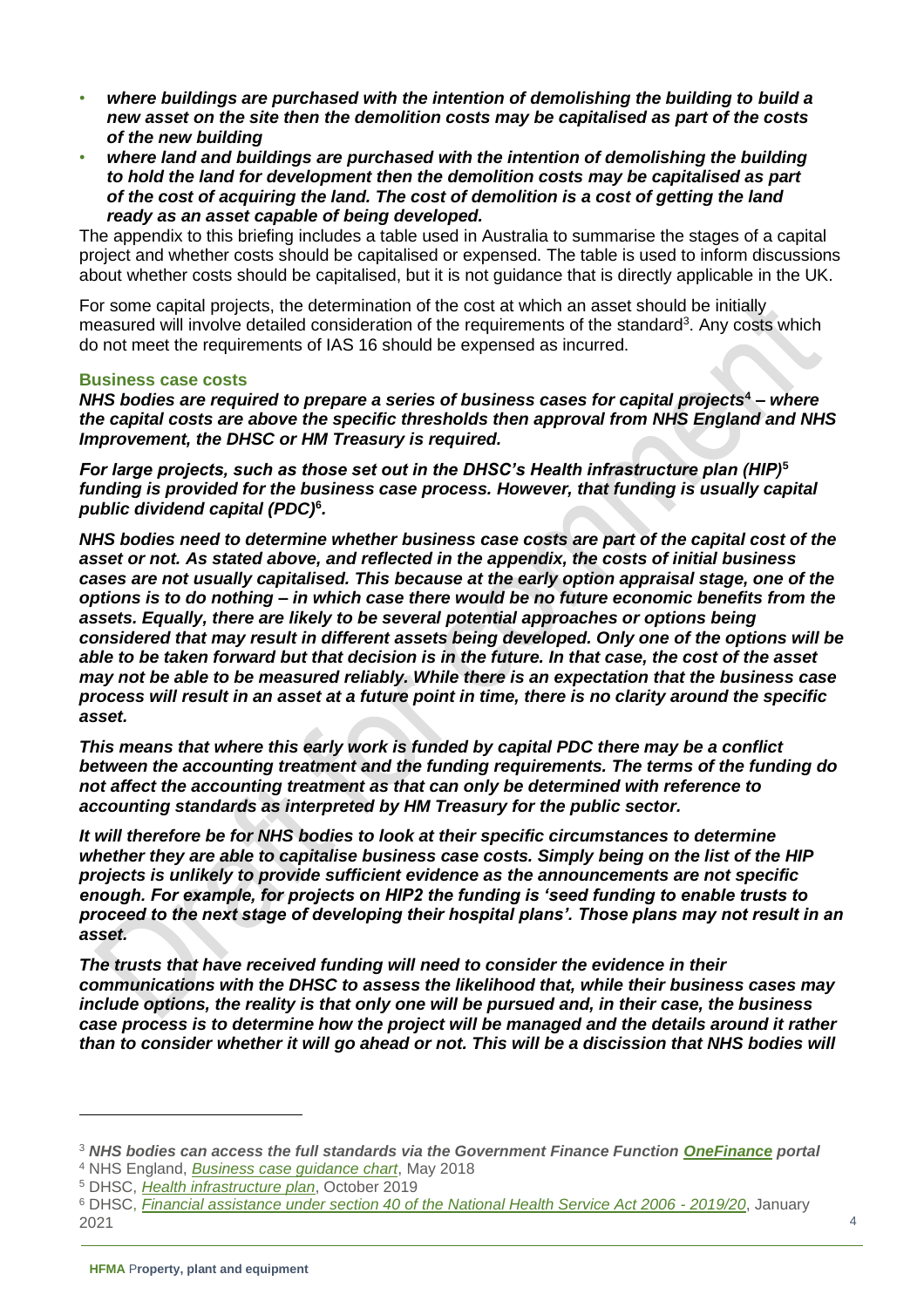- ***where buildings are purchased with the intention of demolishing the building to build a new asset on the site then the demolition costs may be capitalised as part of the costs of the new building***
- ***where land and buildings are purchased with the intention of demolishing the building to hold the land for development then the demolition costs may be capitalised as part of the cost of acquiring the land. The cost of demolition is a cost of getting the land ready as an asset capable of being developed.***

The appendix to this briefing includes a table used in Australia to summarise the stages of a capital project and whether costs should be capitalised or expensed. The table is used to inform discussions about whether costs should be capitalised, but it is not guidance that is directly applicable in the UK.

For some capital projects, the determination of the cost at which an asset should be initially measured will involve detailed consideration of the requirements of the standard[3]. Any costs which do not meet the requirements of IAS 16 should be expensed as incurred.

## Business case costs

***NHS bodies are required to prepare a series of business cases for capital projects[4] – where the capital costs are above the specific thresholds then approval from NHS England and NHS Improvement, the DHSC or HM Treasury is required.***

***For large projects, such as those set out in the DHSC's Health infrastructure plan (HIP)[5] funding is provided for the business case process. However, that funding is usually capital public dividend capital (PDC)[6].***

***NHS bodies need to determine whether business case costs are part of the capital cost of the asset or not. As stated above, and reflected in the appendix, the costs of initial business cases are not usually capitalised. This because at the early option appraisal stage, one of the options is to do nothing – in which case there would be no future economic benefits from the assets. Equally, there are likely to be several potential approaches or options being considered that may result in different assets being developed. Only one of the options will be able to be taken forward but that decision is in the future. In that case, the cost of the asset may not be able to be measured reliably. While there is an expectation that the business case process will result in an asset at a future point in time, there is no clarity around the specific asset.***

***This means that where this early work is funded by capital PDC there may be a conflict between the accounting treatment and the funding requirements. The terms of the funding do not affect the accounting treatment as that can only be determined with reference to accounting standards as interpreted by HM Treasury for the public sector.***

***It will therefore be for NHS bodies to look at their specific circumstances to determine whether they are able to capitalise business case costs. Simply being on the list of the HIP projects is unlikely to provide sufficient evidence as the announcements are not specific enough. For example, for projects on HIP2 the funding is 'seed funding to enable trusts to proceed to the next stage of developing their hospital plans'. Those plans may not result in an asset.***

***The trusts that have received funding will need to consider the evidence in their communications with the DHSC to assess the likelihood that, while their business cases may include options, the reality is that only one will be pursued and, in their case, the business case process is to determine how the project will be managed and the details around it rather than to consider whether it will go ahead or not. This will be a discission that NHS bodies will***

---

[3] ***NHS bodies can access the full standards via the Government Finance Function OneFinance portal***

[4] NHS England, *Business case guidance chart*, May 2018

[5] DHSC, *Health infrastructure plan*, October 2019

[6] DHSC, *Financial assistance under section 40 of the National Health Service Act 2006 - 2019/20*, January 2021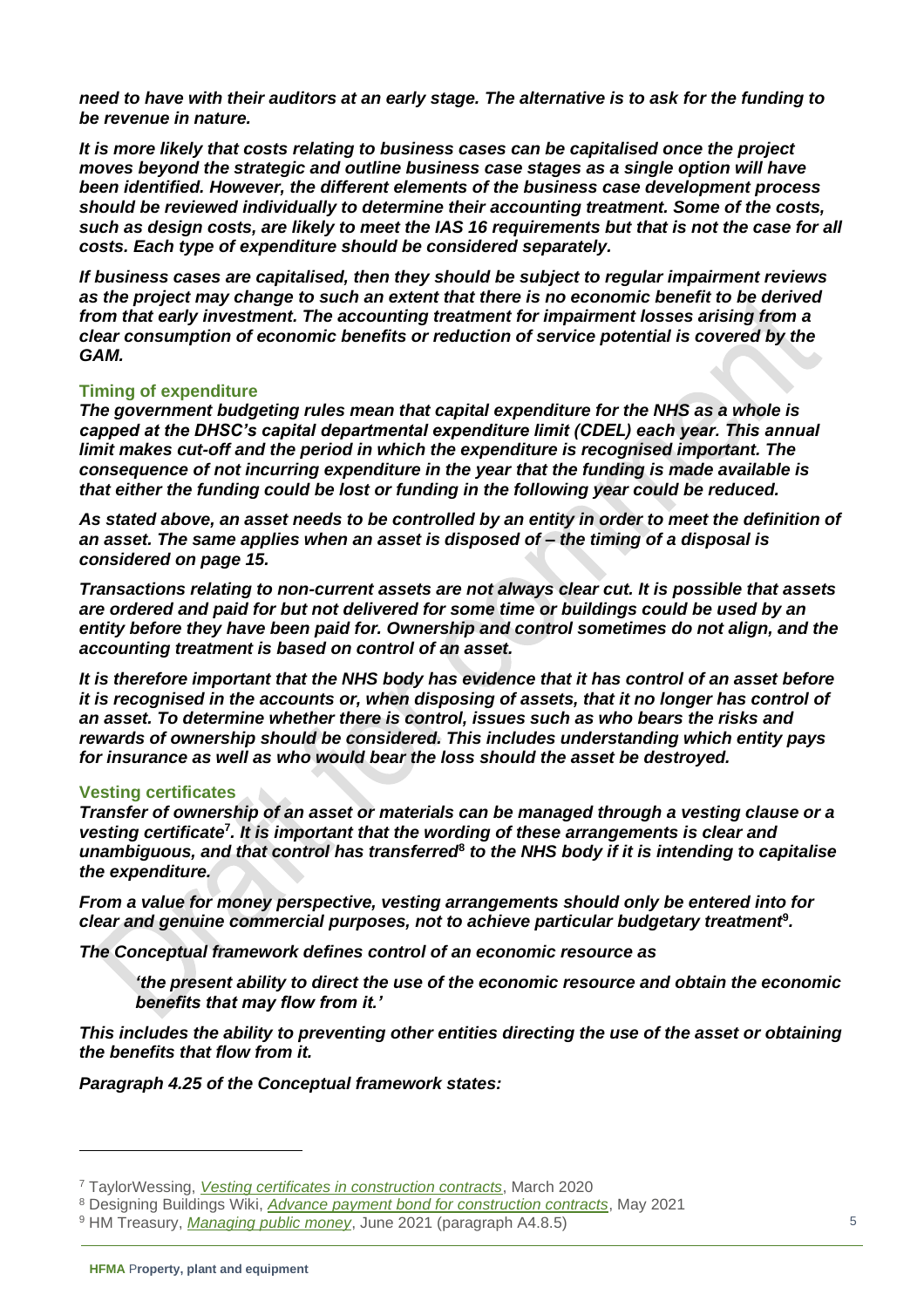***need to have with their auditors at an early stage. The alternative is to ask for the funding to be revenue in nature.***

***It is more likely that costs relating to business cases can be capitalised once the project moves beyond the strategic and outline business case stages as a single option will have been identified. However, the different elements of the business case development process should be reviewed individually to determine their accounting treatment. Some of the costs, such as design costs, are likely to meet the IAS 16 requirements but that is not the case for all costs. Each type of expenditure should be considered separately.***

***If business cases are capitalised, then they should be subject to regular impairment reviews as the project may change to such an extent that there is no economic benefit to be derived from that early investment. The accounting treatment for impairment losses arising from a clear consumption of economic benefits or reduction of service potential is covered by the GAM.***

### Timing of expenditure

***The government budgeting rules mean that capital expenditure for the NHS as a whole is capped at the DHSC's capital departmental expenditure limit (CDEL) each year. This annual limit makes cut-off and the period in which the expenditure is recognised important. The consequence of not incurring expenditure in the year that the funding is made available is that either the funding could be lost or funding in the following year could be reduced.***

***As stated above, an asset needs to be controlled by an entity in order to meet the definition of an asset. The same applies when an asset is disposed of – the timing of a disposal is considered on page 15.***

***Transactions relating to non-current assets are not always clear cut. It is possible that assets are ordered and paid for but not delivered for some time or buildings could be used by an entity before they have been paid for. Ownership and control sometimes do not align, and the accounting treatment is based on control of an asset.***

***It is therefore important that the NHS body has evidence that it has control of an asset before it is recognised in the accounts or, when disposing of assets, that it no longer has control of an asset. To determine whether there is control, issues such as who bears the risks and rewards of ownership should be considered. This includes understanding which entity pays for insurance as well as who would bear the loss should the asset be destroyed.***

### Vesting certificates

***Transfer of ownership of an asset or materials can be managed through a vesting clause or a vesting certificate[7]. It is important that the wording of these arrangements is clear and unambiguous, and that control has transferred[8] to the NHS body if it is intending to capitalise the expenditure.***

***From a value for money perspective, vesting arrangements should only be entered into for clear and genuine commercial purposes, not to achieve particular budgetary treatment[9].***

***The Conceptual framework defines control of an economic resource as***

> ***'the present ability to direct the use of the economic resource and obtain the economic benefits that may flow from it.'***

***This includes the ability to preventing other entities directing the use of the asset or obtaining the benefits that flow from it.***

***Paragraph 4.25 of the Conceptual framework states:***

---

[7] TaylorWessing, *Vesting certificates in construction contracts*, March 2020

[8] Designing Buildings Wiki, *Advance payment bond for construction contracts*, May 2021

[9] HM Treasury, *Managing public money*, June 2021 (paragraph A4.8.5)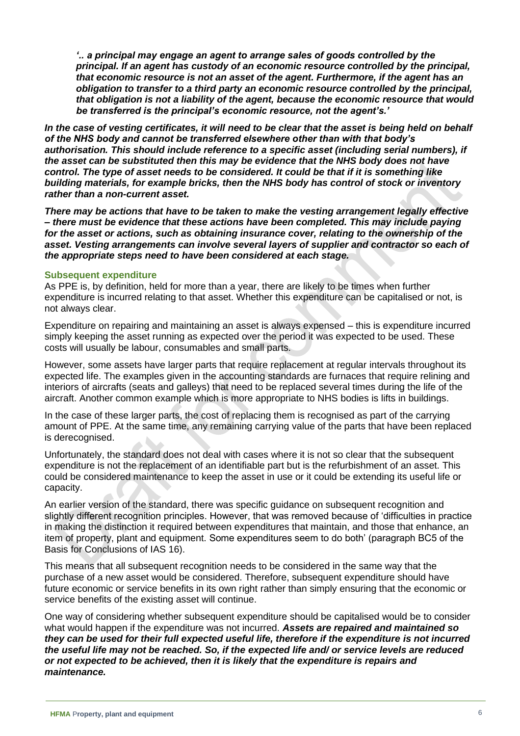> ***'.. a principal may engage an agent to arrange sales of goods controlled by the principal. If an agent has custody of an economic resource controlled by the principal, that economic resource is not an asset of the agent. Furthermore, if the agent has an obligation to transfer to a third party an economic resource controlled by the principal, that obligation is not a liability of the agent, because the economic resource that would be transferred is the principal's economic resource, not the agent's.'***

***In the case of vesting certificates, it will need to be clear that the asset is being held on behalf of the NHS body and cannot be transferred elsewhere other than with that body's authorisation. This should include reference to a specific asset (including serial numbers), if the asset can be substituted then this may be evidence that the NHS body does not have control. The type of asset needs to be considered. It could be that if it is something like building materials, for example bricks, then the NHS body has control of stock or inventory rather than a non-current asset.***

***There may be actions that have to be taken to make the vesting arrangement legally effective – there must be evidence that these actions have been completed. This may include paying for the asset or actions, such as obtaining insurance cover, relating to the ownership of the asset. Vesting arrangements can involve several layers of supplier and contractor so each of the appropriate steps need to have been considered at each stage.***

### Subsequent expenditure

As PPE is, by definition, held for more than a year, there are likely to be times when further expenditure is incurred relating to that asset. Whether this expenditure can be capitalised or not, is not always clear.

Expenditure on repairing and maintaining an asset is always expensed – this is expenditure incurred simply keeping the asset running as expected over the period it was expected to be used. These costs will usually be labour, consumables and small parts.

However, some assets have larger parts that require replacement at regular intervals throughout its expected life. The examples given in the accounting standards are furnaces that require relining and interiors of aircrafts (seats and galleys) that need to be replaced several times during the life of the aircraft. Another common example which is more appropriate to NHS bodies is lifts in buildings.

In the case of these larger parts, the cost of replacing them is recognised as part of the carrying amount of PPE. At the same time, any remaining carrying value of the parts that have been replaced is derecognised.

Unfortunately, the standard does not deal with cases where it is not so clear that the subsequent expenditure is not the replacement of an identifiable part but is the refurbishment of an asset. This could be considered maintenance to keep the asset in use or it could be extending its useful life or capacity.

An earlier version of the standard, there was specific guidance on subsequent recognition and slightly different recognition principles. However, that was removed because of 'difficulties in practice in making the distinction it required between expenditures that maintain, and those that enhance, an item of property, plant and equipment. Some expenditures seem to do both' (paragraph BC5 of the Basis for Conclusions of IAS 16).

This means that all subsequent recognition needs to be considered in the same way that the purchase of a new asset would be considered. Therefore, subsequent expenditure should have future economic or service benefits in its own right rather than simply ensuring that the economic or service benefits of the existing asset will continue.

One way of considering whether subsequent expenditure should be capitalised would be to consider what would happen if the expenditure was not incurred. ***Assets are repaired and maintained so they can be used for their full expected useful life, therefore if the expenditure is not incurred the useful life may not be reached. So, if the expected life and/ or service levels are reduced or not expected to be achieved, then it is likely that the expenditure is repairs and maintenance.***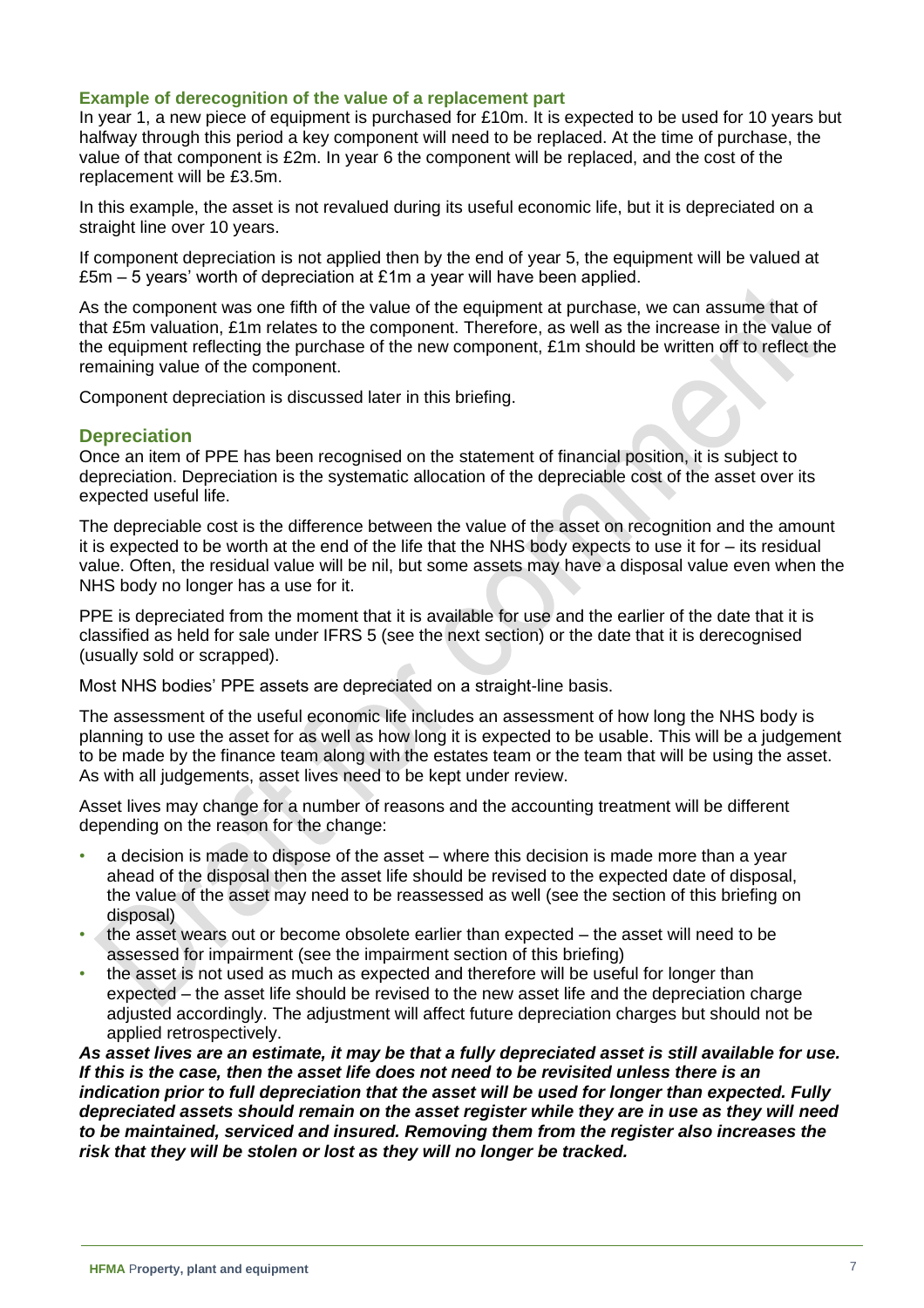### Example of derecognition of the value of a replacement part

In year 1, a new piece of equipment is purchased for £10m. It is expected to be used for 10 years but halfway through this period a key component will need to be replaced. At the time of purchase, the value of that component is £2m. In year 6 the component will be replaced, and the cost of the replacement will be £3.5m.

In this example, the asset is not revalued during its useful economic life, but it is depreciated on a straight line over 10 years.

If component depreciation is not applied then by the end of year 5, the equipment will be valued at £5m – 5 years' worth of depreciation at £1m a year will have been applied.

As the component was one fifth of the value of the equipment at purchase, we can assume that of that £5m valuation, £1m relates to the component. Therefore, as well as the increase in the value of the equipment reflecting the purchase of the new component, £1m should be written off to reflect the remaining value of the component.

Component depreciation is discussed later in this briefing.

## Depreciation

Once an item of PPE has been recognised on the statement of financial position, it is subject to depreciation. Depreciation is the systematic allocation of the depreciable cost of the asset over its expected useful life.

The depreciable cost is the difference between the value of the asset on recognition and the amount it is expected to be worth at the end of the life that the NHS body expects to use it for – its residual value. Often, the residual value will be nil, but some assets may have a disposal value even when the NHS body no longer has a use for it.

PPE is depreciated from the moment that it is available for use and the earlier of the date that it is classified as held for sale under IFRS 5 (see the next section) or the date that it is derecognised (usually sold or scrapped).

Most NHS bodies' PPE assets are depreciated on a straight-line basis.

The assessment of the useful economic life includes an assessment of how long the NHS body is planning to use the asset for as well as how long it is expected to be usable. This will be a judgement to be made by the finance team along with the estates team or the team that will be using the asset. As with all judgements, asset lives need to be kept under review.

Asset lives may change for a number of reasons and the accounting treatment will be different depending on the reason for the change:

- a decision is made to dispose of the asset – where this decision is made more than a year ahead of the disposal then the asset life should be revised to the expected date of disposal, the value of the asset may need to be reassessed as well (see the section of this briefing on disposal)
- the asset wears out or become obsolete earlier than expected – the asset will need to be assessed for impairment (see the impairment section of this briefing)
- the asset is not used as much as expected and therefore will be useful for longer than expected – the asset life should be revised to the new asset life and the depreciation charge adjusted accordingly. The adjustment will affect future depreciation charges but should not be applied retrospectively.

***As asset lives are an estimate, it may be that a fully depreciated asset is still available for use. If this is the case, then the asset life does not need to be revisited unless there is an indication prior to full depreciation that the asset will be used for longer than expected. Fully depreciated assets should remain on the asset register while they are in use as they will need to be maintained, serviced and insured. Removing them from the register also increases the risk that they will be stolen or lost as they will no longer be tracked.***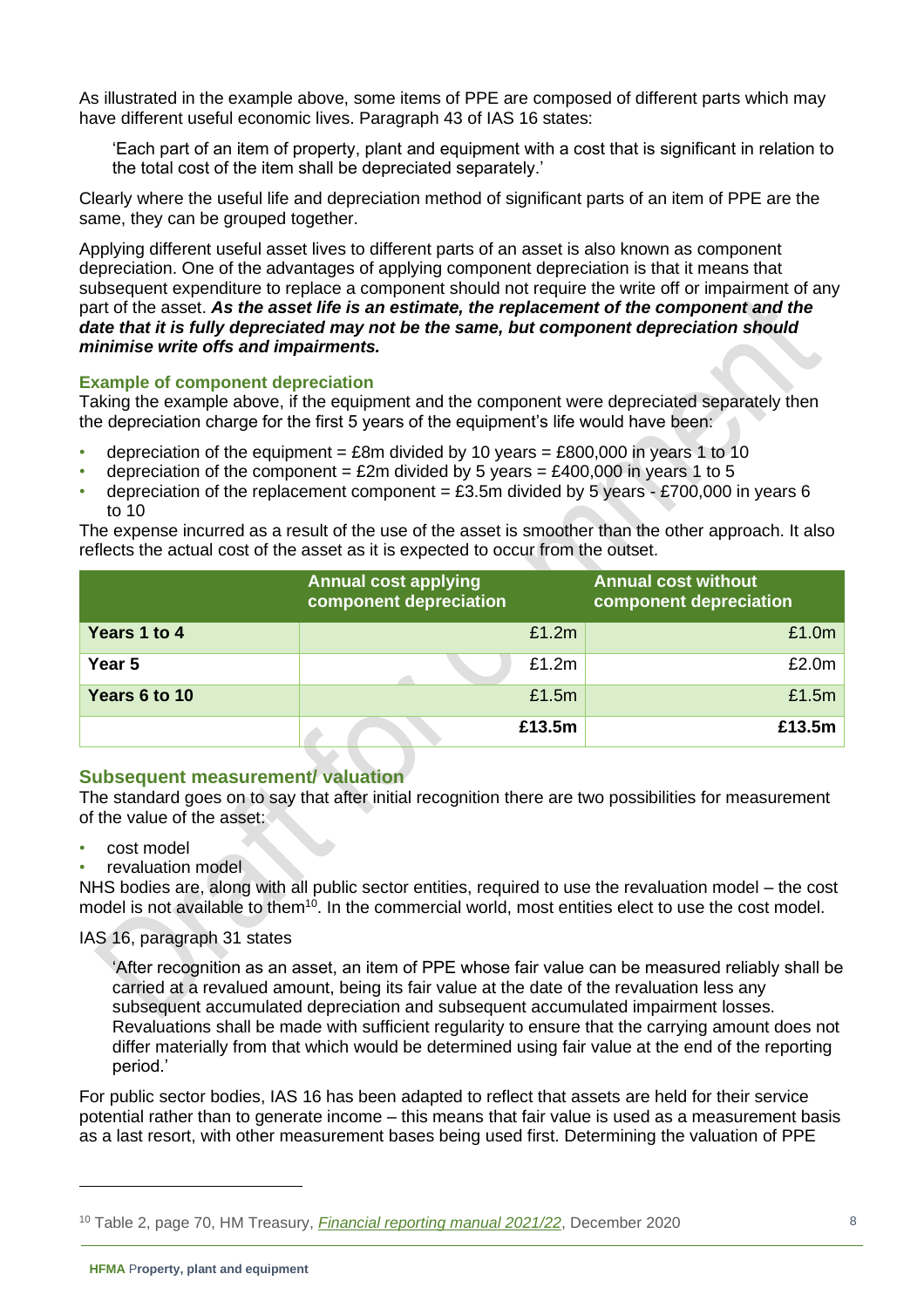As illustrated in the example above, some items of PPE are composed of different parts which may have different useful economic lives. Paragraph 43 of IAS 16 states:

> 'Each part of an item of property, plant and equipment with a cost that is significant in relation to the total cost of the item shall be depreciated separately.'

Clearly where the useful life and depreciation method of significant parts of an item of PPE are the same, they can be grouped together.

Applying different useful asset lives to different parts of an asset is also known as component depreciation. One of the advantages of applying component depreciation is that it means that subsequent expenditure to replace a component should not require the write off or impairment of any part of the asset. ***As the asset life is an estimate, the replacement of the component and the date that it is fully depreciated may not be the same, but component depreciation should minimise write offs and impairments.***

### Example of component depreciation

Taking the example above, if the equipment and the component were depreciated separately then the depreciation charge for the first 5 years of the equipment's life would have been:

- depreciation of the equipment = £8m divided by 10 years = £800,000 in years 1 to 10
- depreciation of the component = £2m divided by 5 years = £400,000 in years 1 to 5
- depreciation of the replacement component = £3.5m divided by 5 years - £700,000 in years 6 to 10

The expense incurred as a result of the use of the asset is smoother than the other approach. It also reflects the actual cost of the asset as it is expected to occur from the outset.

| | Annual cost applying component depreciation | Annual cost without component depreciation |
|---|---|---|
| **Years 1 to 4** | £1.2m | £1.0m |
| **Year 5** | £1.2m | £2.0m |
| **Years 6 to 10** | £1.5m | £1.5m |
| | **£13.5m** | **£13.5m** |

### Subsequent measurement/ valuation

The standard goes on to say that after initial recognition there are two possibilities for measurement of the value of the asset:

- cost model
- revaluation model

NHS bodies are, along with all public sector entities, required to use the revaluation model – the cost model is not available to them[10]. In the commercial world, most entities elect to use the cost model.

IAS 16, paragraph 31 states

> 'After recognition as an asset, an item of PPE whose fair value can be measured reliably shall be carried at a revalued amount, being its fair value at the date of the revaluation less any subsequent accumulated depreciation and subsequent accumulated impairment losses. Revaluations shall be made with sufficient regularity to ensure that the carrying amount does not differ materially from that which would be determined using fair value at the end of the reporting period.'

For public sector bodies, IAS 16 has been adapted to reflect that assets are held for their service potential rather than to generate income – this means that fair value is used as a measurement basis as a last resort, with other measurement bases being used first. Determining the valuation of PPE

---

[10] Table 2, page 70, HM Treasury, *Financial reporting manual 2021/22*, December 2020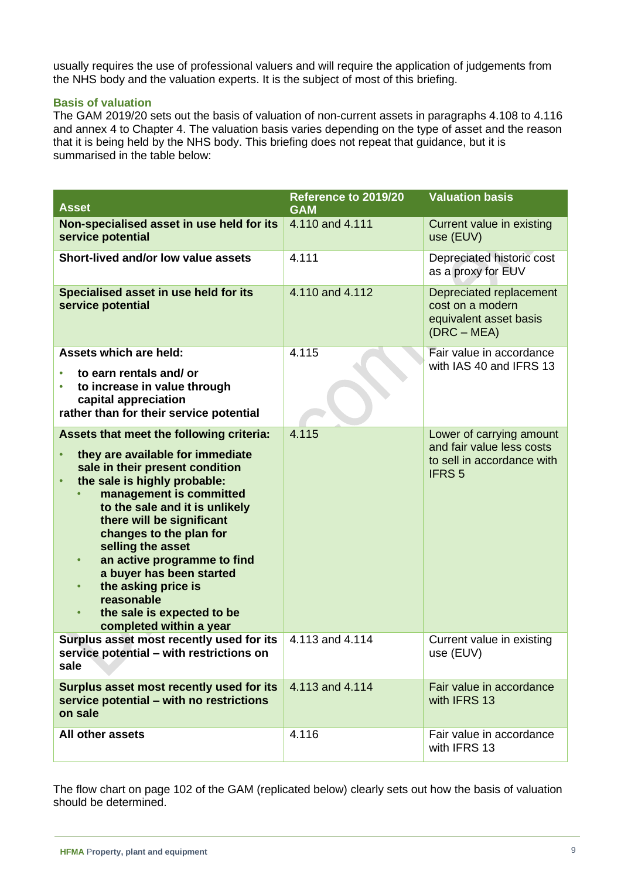usually requires the use of professional valuers and will require the application of judgements from the NHS body and the valuation experts. It is the subject of most of this briefing.

### Basis of valuation

The GAM 2019/20 sets out the basis of valuation of non-current assets in paragraphs 4.108 to 4.116 and annex 4 to Chapter 4. The valuation basis varies depending on the type of asset and the reason that it is being held by the NHS body. This briefing does not repeat that guidance, but it is summarised in the table below:

| Asset | Reference to 2019/20 GAM | Valuation basis |
|---|---|---|
| **Non-specialised asset in use held for its service potential** | 4.110 and 4.111 | Current value in existing use (EUV) |
| **Short-lived and/or low value assets** | 4.111 | Depreciated historic cost as a proxy for EUV |
| **Specialised asset in use held for its service potential** | 4.110 and 4.112 | Depreciated replacement cost on a modern equivalent asset basis (DRC – MEA) |
| **Assets which are held:**<br>• **to earn rentals and/ or**<br>• **to increase in value through capital appreciation**<br>**rather than for their service potential** | 4.115 | Fair value in accordance with IAS 40 and IFRS 13 |
| **Assets that meet the following criteria:**<br>• **they are available for immediate sale in their present condition**<br>• **the sale is highly probable:**<br>  ◦ **management is committed to the sale and it is unlikely there will be significant changes to the plan for selling the asset**<br>  ◦ **an active programme to find a buyer has been started**<br>  ◦ **the asking price is reasonable**<br>  ◦ **the sale is expected to be completed within a year** | 4.115 | Lower of carrying amount and fair value less costs to sell in accordance with IFRS 5 |
| **Surplus asset most recently used for its service potential – with restrictions on sale** | 4.113 and 4.114 | Current value in existing use (EUV) |
| **Surplus asset most recently used for its service potential – with no restrictions on sale** | 4.113 and 4.114 | Fair value in accordance with IFRS 13 |
| **All other assets** | 4.116 | Fair value in accordance with IFRS 13 |

The flow chart on page 102 of the GAM (replicated below) clearly sets out how the basis of valuation should be determined.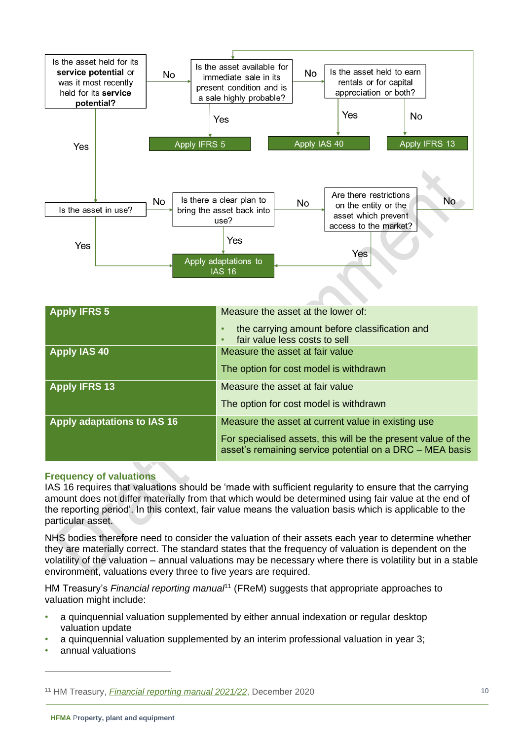Is the asset held for its **service potential** or was it most recently held for its **service potential?**

- No → Is the asset available for immediate sale in its present condition and is a sale highly probable?
  - Yes → Apply IFRS 5
  - No → Is the asset held to earn rentals or for capital appreciation or both?
    - Yes → Apply IAS 40
    - No → Apply IFRS 13
- Yes → Is the asset in use?
  - Yes → Apply adaptations to IAS 16
  - No → Is there a clear plan to bring the asset back into use?
    - Yes → Apply adaptations to IAS 16
    - No → Are there restrictions on the entity or the asset which prevent access to the market?
      - Yes → Apply adaptations to IAS 16
      - No → Is the asset held to earn rentals or for capital appreciation or both?

| | |
|---|---|
| **Apply IFRS 5** | Measure the asset at the lower of:<br>• the carrying amount before classification and<br>• fair value less costs to sell |
| **Apply IAS 40** | Measure the asset at fair value<br><br>The option for cost model is withdrawn |
| **Apply IFRS 13** | Measure the asset at fair value<br><br>The option for cost model is withdrawn |
| **Apply adaptations to IAS 16** | Measure the asset at current value in existing use<br><br>For specialised assets, this will be the present value of the asset's remaining service potential on a DRC – MEA basis |

### Frequency of valuations

IAS 16 requires that valuations should be 'made with sufficient regularity to ensure that the carrying amount does not differ materially from that which would be determined using fair value at the end of the reporting period'. In this context, fair value means the valuation basis which is applicable to the particular asset.

NHS bodies therefore need to consider the valuation of their assets each year to determine whether they are materially correct. The standard states that the frequency of valuation is dependent on the volatility of the valuation – annual valuations may be necessary where there is volatility but in a stable environment, valuations every three to five years are required.

HM Treasury's *Financial reporting manual*[11] (FReM) suggests that appropriate approaches to valuation might include:

- a quinquennial valuation supplemented by either annual indexation or regular desktop valuation update
- a quinquennial valuation supplemented by an interim professional valuation in year 3;
- annual valuations

---

[11] HM Treasury, *Financial reporting manual 2021/22*, December 2020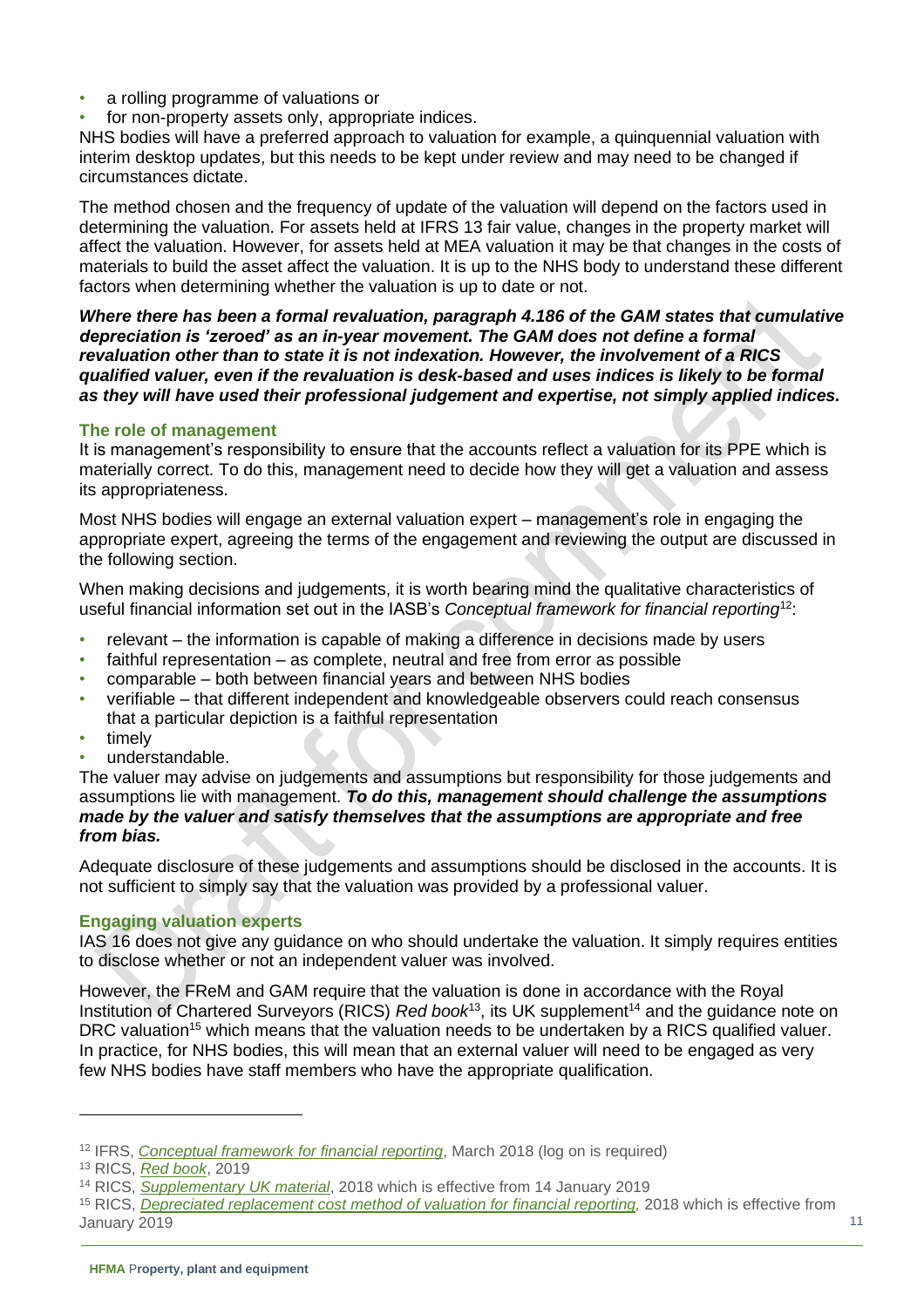- a rolling programme of valuations or
- for non-property assets only, appropriate indices.

NHS bodies will have a preferred approach to valuation for example, a quinquennial valuation with interim desktop updates, but this needs to be kept under review and may need to be changed if circumstances dictate.

The method chosen and the frequency of update of the valuation will depend on the factors used in determining the valuation. For assets held at IFRS 13 fair value, changes in the property market will affect the valuation. However, for assets held at MEA valuation it may be that changes in the costs of materials to build the asset affect the valuation. It is up to the NHS body to understand these different factors when determining whether the valuation is up to date or not.

***Where there has been a formal revaluation, paragraph 4.186 of the GAM states that cumulative depreciation is 'zeroed' as an in-year movement. The GAM does not define a formal revaluation other than to state it is not indexation. However, the involvement of a RICS qualified valuer, even if the revaluation is desk-based and uses indices is likely to be formal as they will have used their professional judgement and expertise, not simply applied indices.***

### The role of management

It is management's responsibility to ensure that the accounts reflect a valuation for its PPE which is materially correct. To do this, management need to decide how they will get a valuation and assess its appropriateness.

Most NHS bodies will engage an external valuation expert – management's role in engaging the appropriate expert, agreeing the terms of the engagement and reviewing the output are discussed in the following section.

When making decisions and judgements, it is worth bearing mind the qualitative characteristics of useful financial information set out in the IASB's *Conceptual framework for financial reporting*[12]:

- relevant – the information is capable of making a difference in decisions made by users
- faithful representation – as complete, neutral and free from error as possible
- comparable – both between financial years and between NHS bodies
- verifiable – that different independent and knowledgeable observers could reach consensus that a particular depiction is a faithful representation
- timely
- understandable.

The valuer may advise on judgements and assumptions but responsibility for those judgements and assumptions lie with management. ***To do this, management should challenge the assumptions made by the valuer and satisfy themselves that the assumptions are appropriate and free from bias.***

Adequate disclosure of these judgements and assumptions should be disclosed in the accounts. It is not sufficient to simply say that the valuation was provided by a professional valuer.

### Engaging valuation experts

IAS 16 does not give any guidance on who should undertake the valuation. It simply requires entities to disclose whether or not an independent valuer was involved.

However, the FReM and GAM require that the valuation is done in accordance with the Royal Institution of Chartered Surveyors (RICS) *Red book*[13], its UK supplement[14] and the guidance note on DRC valuation[15] which means that the valuation needs to be undertaken by a RICS qualified valuer. In practice, for NHS bodies, this will mean that an external valuer will need to be engaged as very few NHS bodies have staff members who have the appropriate qualification.

---

[12] IFRS, *Conceptual framework for financial reporting*, March 2018 (log on is required)

[13] RICS, *Red book*, 2019

[14] RICS, *Supplementary UK material*, 2018 which is effective from 14 January 2019

[15] RICS, *Depreciated replacement cost method of valuation for financial reporting,* 2018 which is effective from January 2019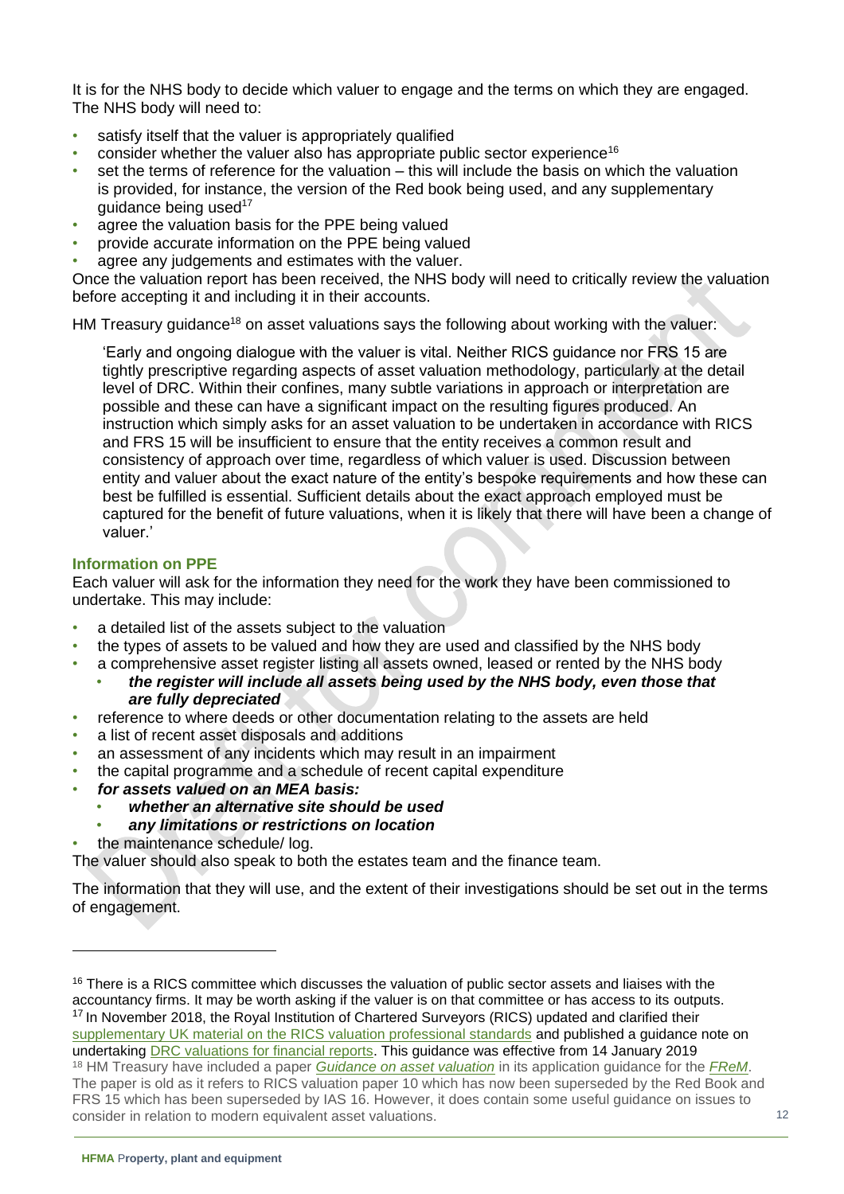It is for the NHS body to decide which valuer to engage and the terms on which they are engaged. The NHS body will need to:

- satisfy itself that the valuer is appropriately qualified
- consider whether the valuer also has appropriate public sector experience[16]
- set the terms of reference for the valuation – this will include the basis on which the valuation is provided, for instance, the version of the Red book being used, and any supplementary guidance being used[17]
- agree the valuation basis for the PPE being valued
- provide accurate information on the PPE being valued
- agree any judgements and estimates with the valuer.

Once the valuation report has been received, the NHS body will need to critically review the valuation before accepting it and including it in their accounts.

HM Treasury guidance[18] on asset valuations says the following about working with the valuer:

> 'Early and ongoing dialogue with the valuer is vital. Neither RICS guidance nor FRS 15 are tightly prescriptive regarding aspects of asset valuation methodology, particularly at the detail level of DRC. Within their confines, many subtle variations in approach or interpretation are possible and these can have a significant impact on the resulting figures produced. An instruction which simply asks for an asset valuation to be undertaken in accordance with RICS and FRS 15 will be insufficient to ensure that the entity receives a common result and consistency of approach over time, regardless of which valuer is used. Discussion between entity and valuer about the exact nature of the entity's bespoke requirements and how these can best be fulfilled is essential. Sufficient details about the exact approach employed must be captured for the benefit of future valuations, when it is likely that there will have been a change of valuer.'

### Information on PPE

Each valuer will ask for the information they need for the work they have been commissioned to undertake. This may include:

- a detailed list of the assets subject to the valuation
- the types of assets to be valued and how they are used and classified by the NHS body
- a comprehensive asset register listing all assets owned, leased or rented by the NHS body
  - ***the register will include all assets being used by the NHS body, even those that are fully depreciated***
- reference to where deeds or other documentation relating to the assets are held
- a list of recent asset disposals and additions
- an assessment of any incidents which may result in an impairment
- the capital programme and a schedule of recent capital expenditure
- ***for assets valued on an MEA basis:***
  - ***whether an alternative site should be used***
  - ***any limitations or restrictions on location***
- the maintenance schedule/ log.

The valuer should also speak to both the estates team and the finance team.

The information that they will use, and the extent of their investigations should be set out in the terms of engagement.

---

[16] There is a RICS committee which discusses the valuation of public sector assets and liaises with the accountancy firms. It may be worth asking if the valuer is on that committee or has access to its outputs.

[17] In November 2018, the Royal Institution of Chartered Surveyors (RICS) updated and clarified their supplementary UK material on the RICS valuation professional standards and published a guidance note on undertaking DRC valuations for financial reports. This guidance was effective from 14 January 2019

[18] HM Treasury have included a paper *Guidance on asset valuation* in its application guidance for the *FReM*. The paper is old as it refers to RICS valuation paper 10 which has now been superseded by the Red Book and FRS 15 which has been superseded by IAS 16. However, it does contain some useful guidance on issues to consider in relation to modern equivalent asset valuations.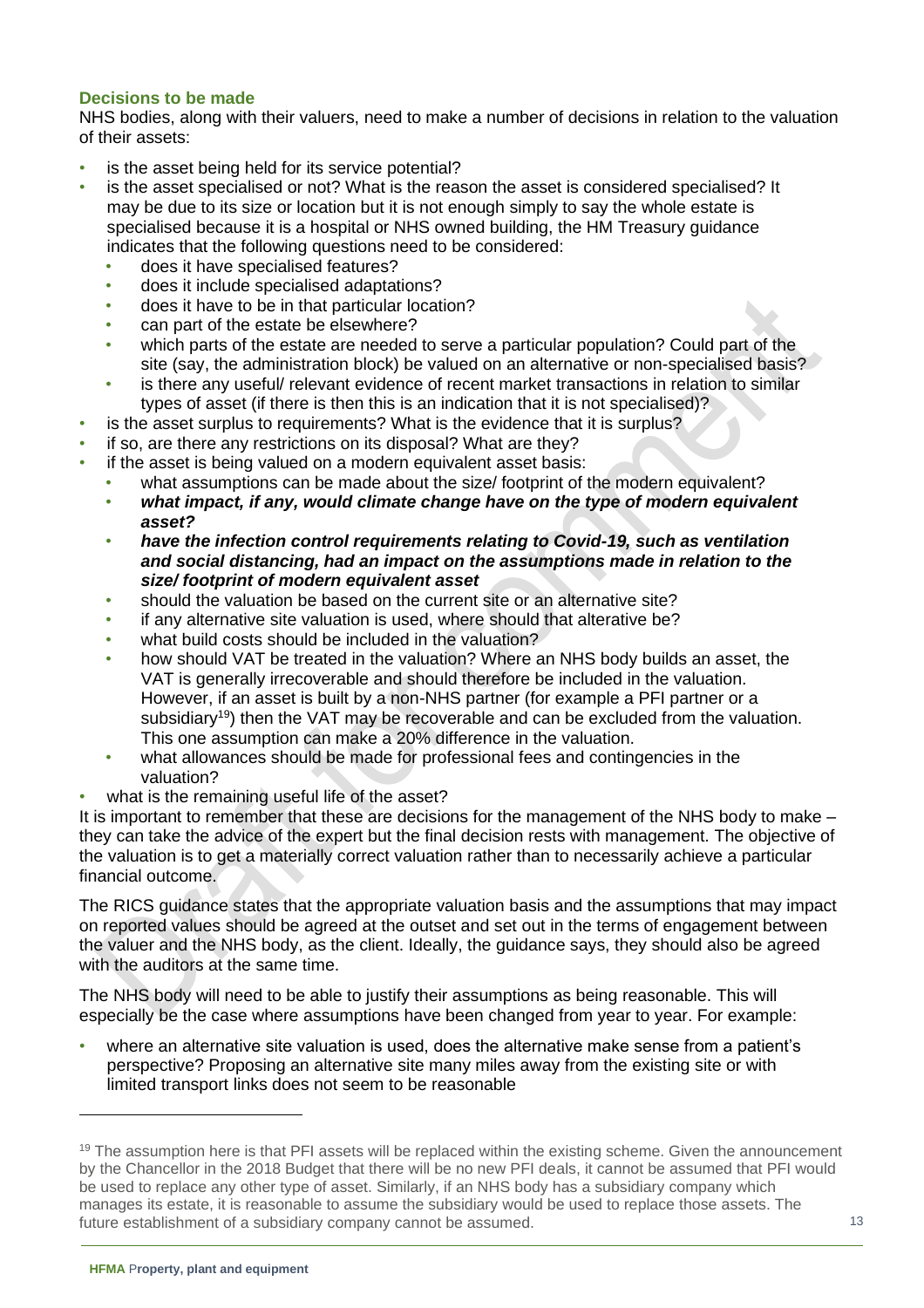### Decisions to be made

NHS bodies, along with their valuers, need to make a number of decisions in relation to the valuation of their assets:

- is the asset being held for its service potential?
- is the asset specialised or not? What is the reason the asset is considered specialised? It may be due to its size or location but it is not enough simply to say the whole estate is specialised because it is a hospital or NHS owned building, the HM Treasury guidance indicates that the following questions need to be considered:
  - does it have specialised features?
  - does it include specialised adaptations?
  - does it have to be in that particular location?
  - can part of the estate be elsewhere?
  - which parts of the estate are needed to serve a particular population? Could part of the site (say, the administration block) be valued on an alternative or non-specialised basis?
  - is there any useful/ relevant evidence of recent market transactions in relation to similar types of asset (if there is then this is an indication that it is not specialised)?
- is the asset surplus to requirements? What is the evidence that it is surplus?
- if so, are there any restrictions on its disposal? What are they?
- if the asset is being valued on a modern equivalent asset basis:
  - what assumptions can be made about the size/ footprint of the modern equivalent?
  - ***what impact, if any, would climate change have on the type of modern equivalent asset?***
  - ***have the infection control requirements relating to Covid-19, such as ventilation and social distancing, had an impact on the assumptions made in relation to the size/ footprint of modern equivalent asset***
  - should the valuation be based on the current site or an alternative site?
  - if any alternative site valuation is used, where should that alterative be?
  - what build costs should be included in the valuation?
  - how should VAT be treated in the valuation? Where an NHS body builds an asset, the VAT is generally irrecoverable and should therefore be included in the valuation. However, if an asset is built by a non-NHS partner (for example a PFI partner or a subsidiary[19]) then the VAT may be recoverable and can be excluded from the valuation. This one assumption can make a 20% difference in the valuation.
  - what allowances should be made for professional fees and contingencies in the valuation?
- what is the remaining useful life of the asset?

It is important to remember that these are decisions for the management of the NHS body to make – they can take the advice of the expert but the final decision rests with management. The objective of the valuation is to get a materially correct valuation rather than to necessarily achieve a particular financial outcome.

The RICS guidance states that the appropriate valuation basis and the assumptions that may impact on reported values should be agreed at the outset and set out in the terms of engagement between the valuer and the NHS body, as the client. Ideally, the guidance says, they should also be agreed with the auditors at the same time.

The NHS body will need to be able to justify their assumptions as being reasonable. This will especially be the case where assumptions have been changed from year to year. For example:

- where an alternative site valuation is used, does the alternative make sense from a patient's perspective? Proposing an alternative site many miles away from the existing site or with limited transport links does not seem to be reasonable

---

[19] The assumption here is that PFI assets will be replaced within the existing scheme. Given the announcement by the Chancellor in the 2018 Budget that there will be no new PFI deals, it cannot be assumed that PFI would be used to replace any other type of asset. Similarly, if an NHS body has a subsidiary company which manages its estate, it is reasonable to assume the subsidiary would be used to replace those assets. The future establishment of a subsidiary company cannot be assumed.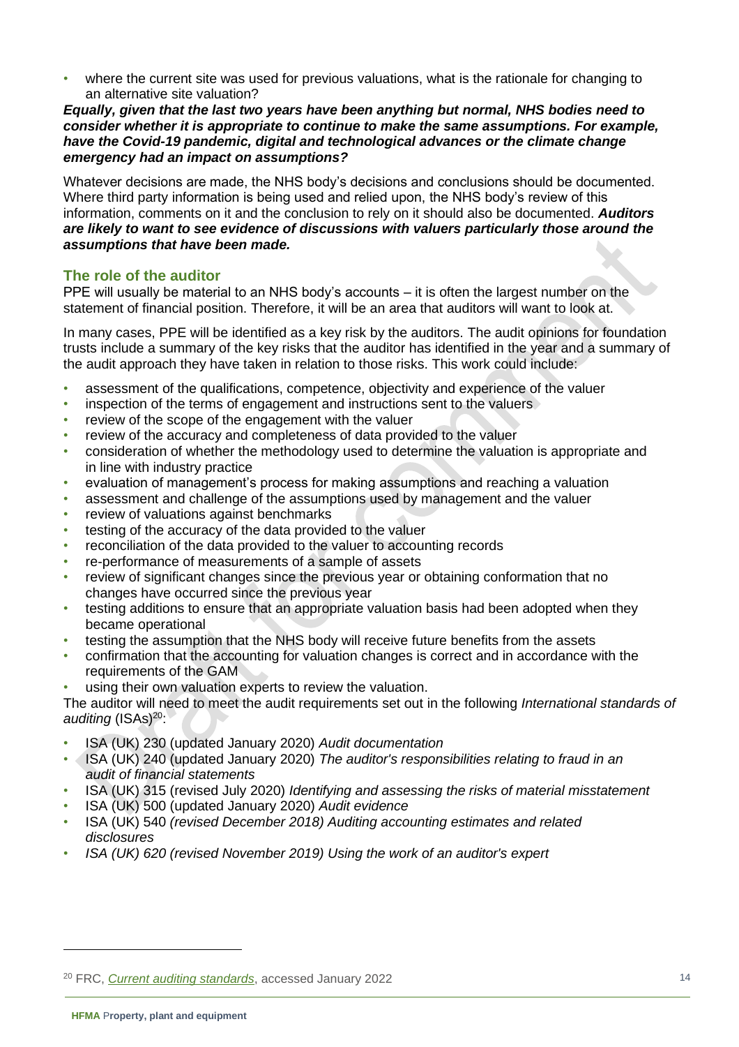- where the current site was used for previous valuations, what is the rationale for changing to an alternative site valuation?

***Equally, given that the last two years have been anything but normal, NHS bodies need to consider whether it is appropriate to continue to make the same assumptions. For example, have the Covid-19 pandemic, digital and technological advances or the climate change emergency had an impact on assumptions?***

Whatever decisions are made, the NHS body's decisions and conclusions should be documented. Where third party information is being used and relied upon, the NHS body's review of this information, comments on it and the conclusion to rely on it should also be documented. ***Auditors are likely to want to see evidence of discussions with valuers particularly those around the assumptions that have been made.***

## The role of the auditor

PPE will usually be material to an NHS body's accounts – it is often the largest number on the statement of financial position. Therefore, it will be an area that auditors will want to look at.

In many cases, PPE will be identified as a key risk by the auditors. The audit opinions for foundation trusts include a summary of the key risks that the auditor has identified in the year and a summary of the audit approach they have taken in relation to those risks. This work could include:

- assessment of the qualifications, competence, objectivity and experience of the valuer
- inspection of the terms of engagement and instructions sent to the valuers
- review of the scope of the engagement with the valuer
- review of the accuracy and completeness of data provided to the valuer
- consideration of whether the methodology used to determine the valuation is appropriate and in line with industry practice
- evaluation of management's process for making assumptions and reaching a valuation
- assessment and challenge of the assumptions used by management and the valuer
- review of valuations against benchmarks
- testing of the accuracy of the data provided to the valuer
- reconciliation of the data provided to the valuer to accounting records
- re-performance of measurements of a sample of assets
- review of significant changes since the previous year or obtaining conformation that no changes have occurred since the previous year
- testing additions to ensure that an appropriate valuation basis had been adopted when they became operational
- testing the assumption that the NHS body will receive future benefits from the assets
- confirmation that the accounting for valuation changes is correct and in accordance with the requirements of the GAM
- using their own valuation experts to review the valuation.

The auditor will need to meet the audit requirements set out in the following *International standards of auditing* (ISAs)[20]:

- ISA (UK) 230 (updated January 2020) *Audit documentation*
- ISA (UK) 240 (updated January 2020) *The auditor's responsibilities relating to fraud in an audit of financial statements*
- ISA (UK) 315 (revised July 2020) *Identifying and assessing the risks of material misstatement*
- ISA (UK) 500 (updated January 2020) *Audit evidence*
- ISA (UK) 540 *(revised December 2018) Auditing accounting estimates and related disclosures*
- *ISA (UK) 620 (revised November 2019) Using the work of an auditor's expert*

[20] FRC, *Current auditing standards*, accessed January 2022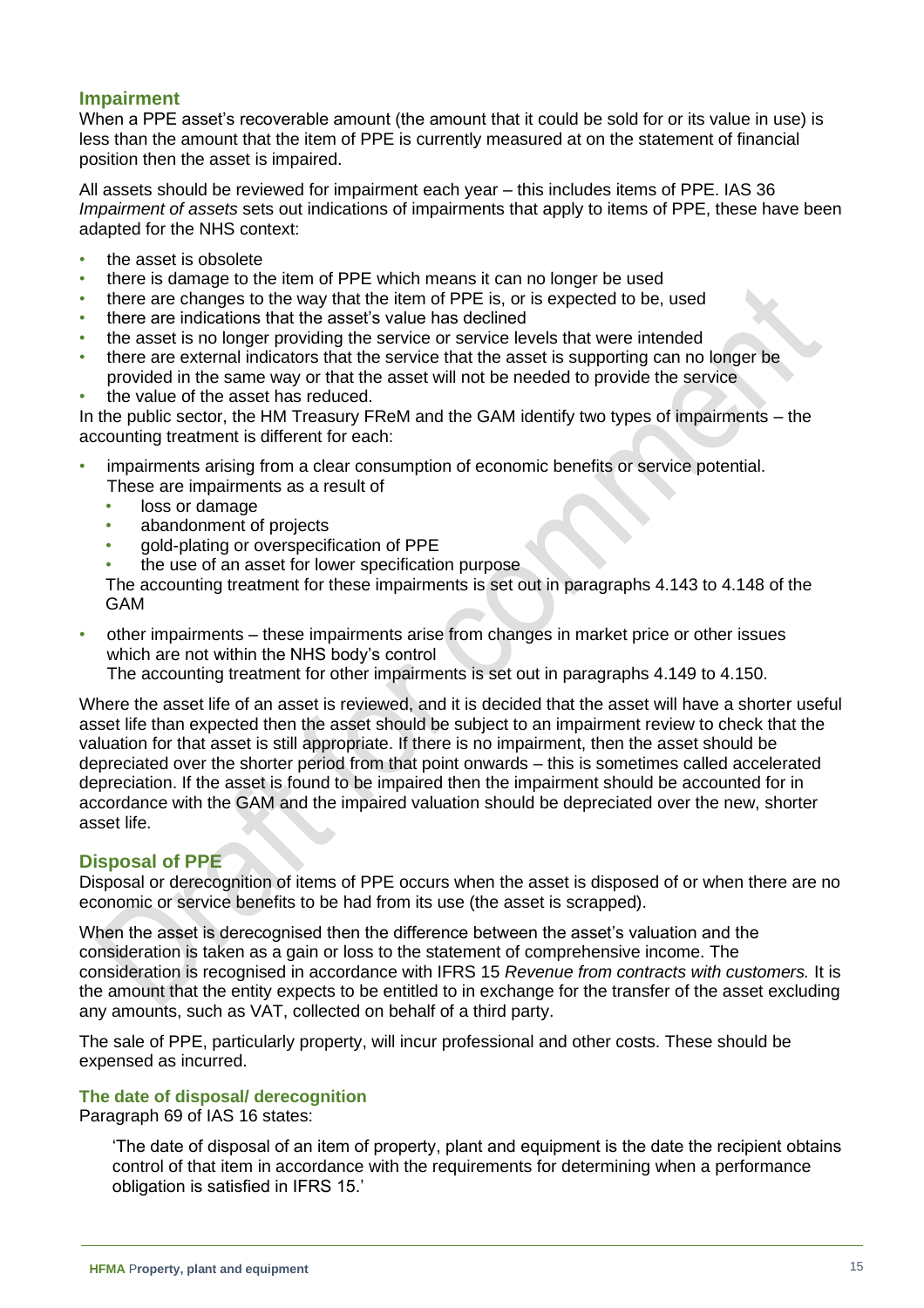## Impairment

When a PPE asset's recoverable amount (the amount that it could be sold for or its value in use) is less than the amount that the item of PPE is currently measured at on the statement of financial position then the asset is impaired.

All assets should be reviewed for impairment each year – this includes items of PPE. IAS 36 *Impairment of assets* sets out indications of impairments that apply to items of PPE, these have been adapted for the NHS context:

- the asset is obsolete
- there is damage to the item of PPE which means it can no longer be used
- there are changes to the way that the item of PPE is, or is expected to be, used
- there are indications that the asset's value has declined
- the asset is no longer providing the service or service levels that were intended
- there are external indicators that the service that the asset is supporting can no longer be provided in the same way or that the asset will not be needed to provide the service
- the value of the asset has reduced.

In the public sector, the HM Treasury FReM and the GAM identify two types of impairments – the accounting treatment is different for each:

- impairments arising from a clear consumption of economic benefits or service potential. These are impairments as a result of
  - loss or damage
  - abandonment of projects
  - gold-plating or overspecification of PPE
  - the use of an asset for lower specification purpose

  The accounting treatment for these impairments is set out in paragraphs 4.143 to 4.148 of the GAM
- other impairments – these impairments arise from changes in market price or other issues which are not within the NHS body's control

  The accounting treatment for other impairments is set out in paragraphs 4.149 to 4.150.

Where the asset life of an asset is reviewed, and it is decided that the asset will have a shorter useful asset life than expected then the asset should be subject to an impairment review to check that the valuation for that asset is still appropriate. If there is no impairment, then the asset should be depreciated over the shorter period from that point onwards – this is sometimes called accelerated depreciation. If the asset is found to be impaired then the impairment should be accounted for in accordance with the GAM and the impaired valuation should be depreciated over the new, shorter asset life.

## Disposal of PPE

Disposal or derecognition of items of PPE occurs when the asset is disposed of or when there are no economic or service benefits to be had from its use (the asset is scrapped).

When the asset is derecognised then the difference between the asset's valuation and the consideration is taken as a gain or loss to the statement of comprehensive income. The consideration is recognised in accordance with IFRS 15 *Revenue from contracts with customers.* It is the amount that the entity expects to be entitled to in exchange for the transfer of the asset excluding any amounts, such as VAT, collected on behalf of a third party.

The sale of PPE, particularly property, will incur professional and other costs. These should be expensed as incurred.

### The date of disposal/ derecognition

Paragraph 69 of IAS 16 states:

> 'The date of disposal of an item of property, plant and equipment is the date the recipient obtains control of that item in accordance with the requirements for determining when a performance obligation is satisfied in IFRS 15.'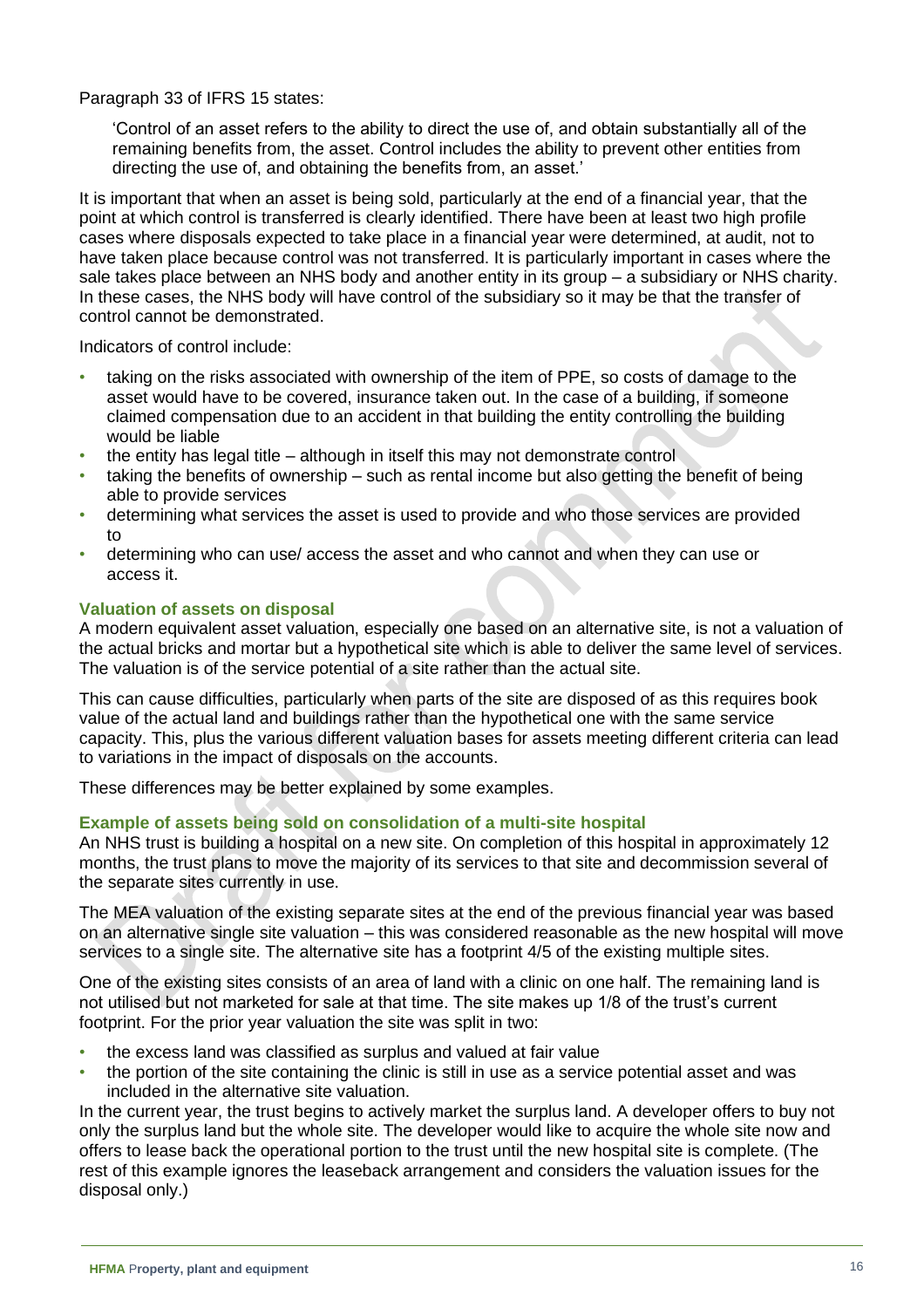Paragraph 33 of IFRS 15 states:

> 'Control of an asset refers to the ability to direct the use of, and obtain substantially all of the remaining benefits from, the asset. Control includes the ability to prevent other entities from directing the use of, and obtaining the benefits from, an asset.'

It is important that when an asset is being sold, particularly at the end of a financial year, that the point at which control is transferred is clearly identified. There have been at least two high profile cases where disposals expected to take place in a financial year were determined, at audit, not to have taken place because control was not transferred. It is particularly important in cases where the sale takes place between an NHS body and another entity in its group – a subsidiary or NHS charity. In these cases, the NHS body will have control of the subsidiary so it may be that the transfer of control cannot be demonstrated.

Indicators of control include:

- taking on the risks associated with ownership of the item of PPE, so costs of damage to the asset would have to be covered, insurance taken out. In the case of a building, if someone claimed compensation due to an accident in that building the entity controlling the building would be liable
- the entity has legal title – although in itself this may not demonstrate control
- taking the benefits of ownership – such as rental income but also getting the benefit of being able to provide services
- determining what services the asset is used to provide and who those services are provided to
- determining who can use/ access the asset and who cannot and when they can use or access it.

### Valuation of assets on disposal

A modern equivalent asset valuation, especially one based on an alternative site, is not a valuation of the actual bricks and mortar but a hypothetical site which is able to deliver the same level of services. The valuation is of the service potential of a site rather than the actual site.

This can cause difficulties, particularly when parts of the site are disposed of as this requires book value of the actual land and buildings rather than the hypothetical one with the same service capacity. This, plus the various different valuation bases for assets meeting different criteria can lead to variations in the impact of disposals on the accounts.

These differences may be better explained by some examples.

### Example of assets being sold on consolidation of a multi-site hospital

An NHS trust is building a hospital on a new site. On completion of this hospital in approximately 12 months, the trust plans to move the majority of its services to that site and decommission several of the separate sites currently in use.

The MEA valuation of the existing separate sites at the end of the previous financial year was based on an alternative single site valuation – this was considered reasonable as the new hospital will move services to a single site. The alternative site has a footprint 4/5 of the existing multiple sites.

One of the existing sites consists of an area of land with a clinic on one half. The remaining land is not utilised but not marketed for sale at that time. The site makes up 1/8 of the trust's current footprint. For the prior year valuation the site was split in two:

- the excess land was classified as surplus and valued at fair value
- the portion of the site containing the clinic is still in use as a service potential asset and was included in the alternative site valuation.

In the current year, the trust begins to actively market the surplus land. A developer offers to buy not only the surplus land but the whole site. The developer would like to acquire the whole site now and offers to lease back the operational portion to the trust until the new hospital site is complete. (The rest of this example ignores the leaseback arrangement and considers the valuation issues for the disposal only.)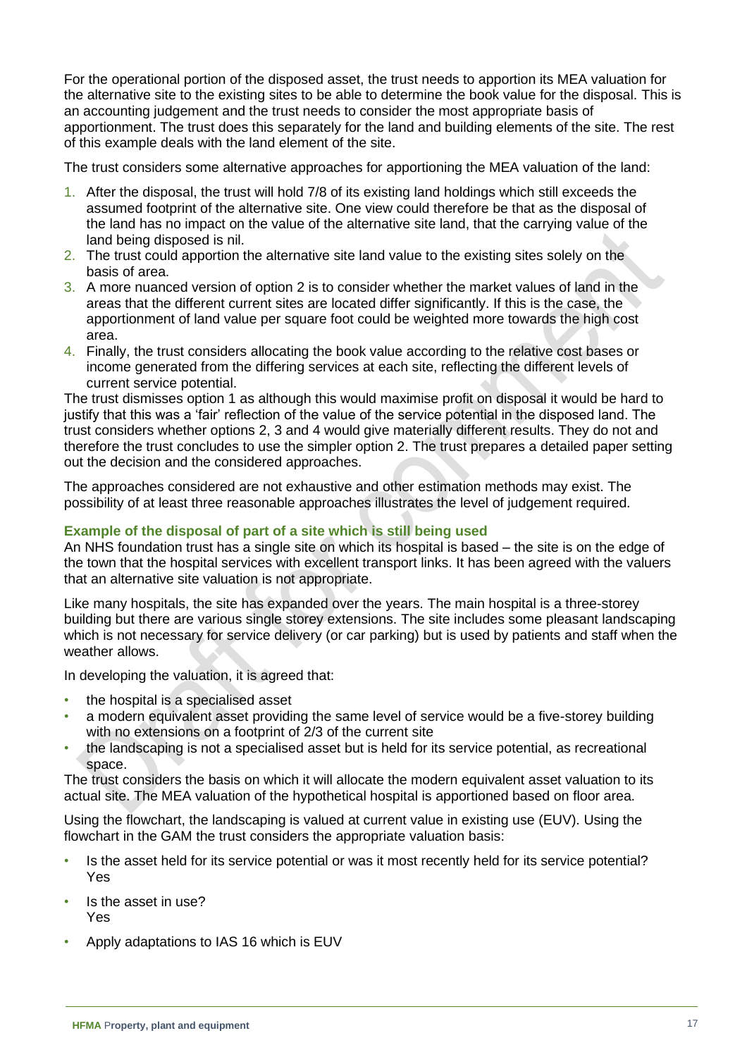For the operational portion of the disposed asset, the trust needs to apportion its MEA valuation for the alternative site to the existing sites to be able to determine the book value for the disposal. This is an accounting judgement and the trust needs to consider the most appropriate basis of apportionment. The trust does this separately for the land and building elements of the site. The rest of this example deals with the land element of the site.

The trust considers some alternative approaches for apportioning the MEA valuation of the land:

1. After the disposal, the trust will hold 7/8 of its existing land holdings which still exceeds the assumed footprint of the alternative site. One view could therefore be that as the disposal of the land has no impact on the value of the alternative site land, that the carrying value of the land being disposed is nil.
2. The trust could apportion the alternative site land value to the existing sites solely on the basis of area.
3. A more nuanced version of option 2 is to consider whether the market values of land in the areas that the different current sites are located differ significantly. If this is the case, the apportionment of land value per square foot could be weighted more towards the high cost area.
4. Finally, the trust considers allocating the book value according to the relative cost bases or income generated from the differing services at each site, reflecting the different levels of current service potential.

The trust dismisses option 1 as although this would maximise profit on disposal it would be hard to justify that this was a 'fair' reflection of the value of the service potential in the disposed land. The trust considers whether options 2, 3 and 4 would give materially different results. They do not and therefore the trust concludes to use the simpler option 2. The trust prepares a detailed paper setting out the decision and the considered approaches.

The approaches considered are not exhaustive and other estimation methods may exist. The possibility of at least three reasonable approaches illustrates the level of judgement required.

### Example of the disposal of part of a site which is still being used

An NHS foundation trust has a single site on which its hospital is based – the site is on the edge of the town that the hospital services with excellent transport links. It has been agreed with the valuers that an alternative site valuation is not appropriate.

Like many hospitals, the site has expanded over the years. The main hospital is a three-storey building but there are various single storey extensions. The site includes some pleasant landscaping which is not necessary for service delivery (or car parking) but is used by patients and staff when the weather allows.

In developing the valuation, it is agreed that:

- the hospital is a specialised asset
- a modern equivalent asset providing the same level of service would be a five-storey building with no extensions on a footprint of 2/3 of the current site
- the landscaping is not a specialised asset but is held for its service potential, as recreational space.

The trust considers the basis on which it will allocate the modern equivalent asset valuation to its actual site. The MEA valuation of the hypothetical hospital is apportioned based on floor area.

Using the flowchart, the landscaping is valued at current value in existing use (EUV). Using the flowchart in the GAM the trust considers the appropriate valuation basis:

- Is the asset held for its service potential or was it most recently held for its service potential? Yes
- Is the asset in use? Yes
- Apply adaptations to IAS 16 which is EUV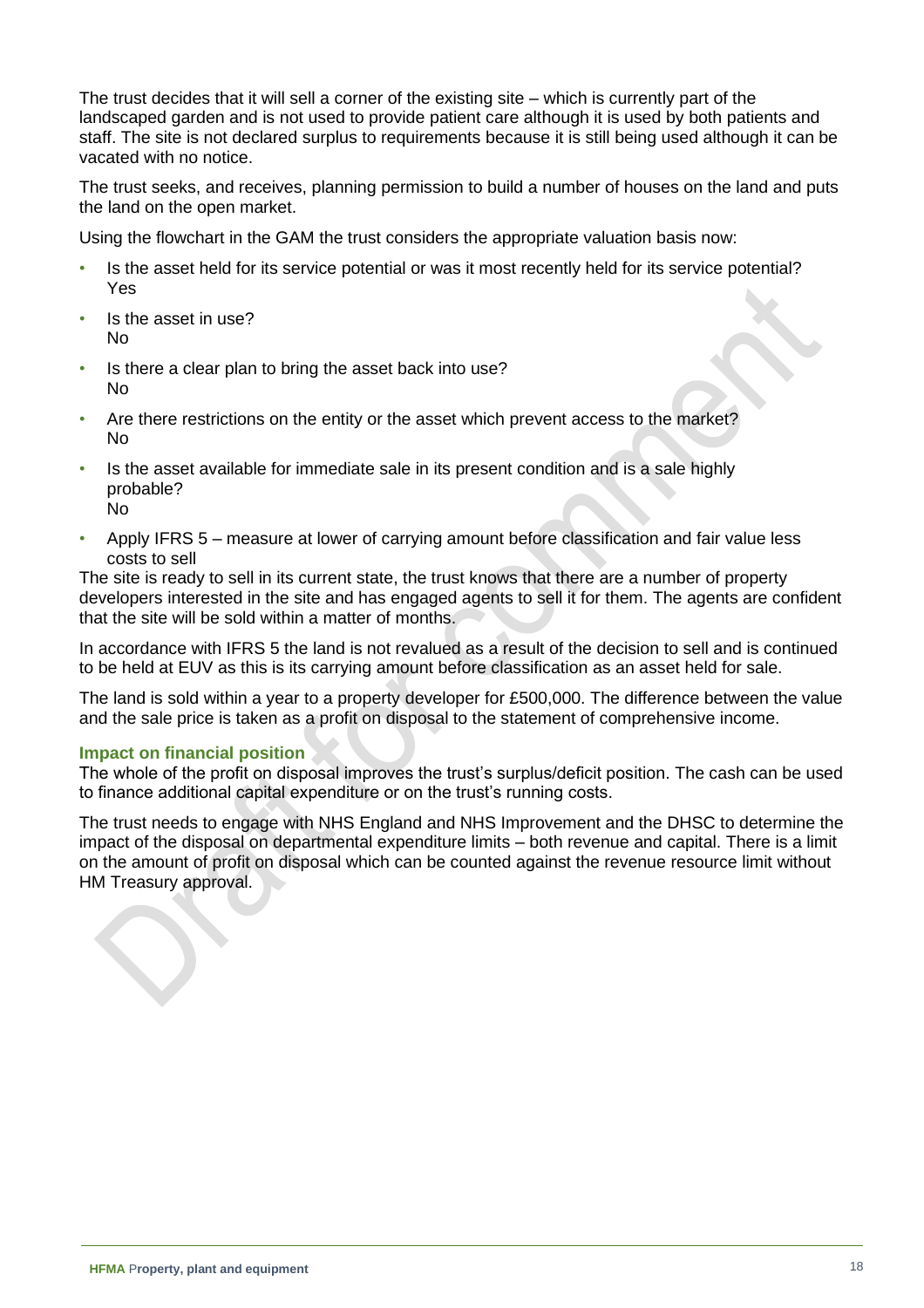The trust decides that it will sell a corner of the existing site – which is currently part of the landscaped garden and is not used to provide patient care although it is used by both patients and staff. The site is not declared surplus to requirements because it is still being used although it can be vacated with no notice.

The trust seeks, and receives, planning permission to build a number of houses on the land and puts the land on the open market.

Using the flowchart in the GAM the trust considers the appropriate valuation basis now:

- Is the asset held for its service potential or was it most recently held for its service potential?
  Yes
- Is the asset in use?
  No
- Is there a clear plan to bring the asset back into use?
  No
- Are there restrictions on the entity or the asset which prevent access to the market?
  No
- Is the asset available for immediate sale in its present condition and is a sale highly probable?
  No
- Apply IFRS 5 – measure at lower of carrying amount before classification and fair value less costs to sell

The site is ready to sell in its current state, the trust knows that there are a number of property developers interested in the site and has engaged agents to sell it for them. The agents are confident that the site will be sold within a matter of months.

In accordance with IFRS 5 the land is not revalued as a result of the decision to sell and is continued to be held at EUV as this is its carrying amount before classification as an asset held for sale.

The land is sold within a year to a property developer for £500,000. The difference between the value and the sale price is taken as a profit on disposal to the statement of comprehensive income.

### Impact on financial position

The whole of the profit on disposal improves the trust's surplus/deficit position. The cash can be used to finance additional capital expenditure or on the trust's running costs.

The trust needs to engage with NHS England and NHS Improvement and the DHSC to determine the impact of the disposal on departmental expenditure limits – both revenue and capital. There is a limit on the amount of profit on disposal which can be counted against the revenue resource limit without HM Treasury approval.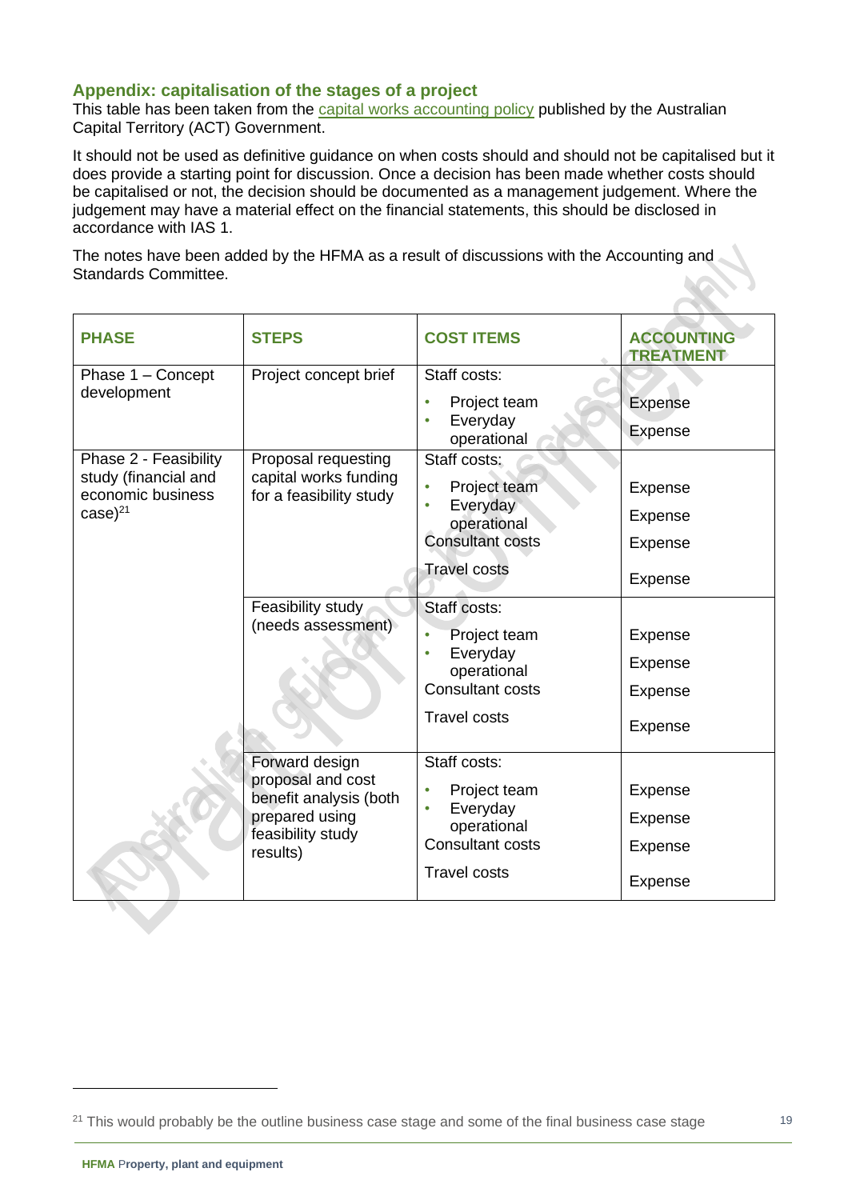## Appendix: capitalisation of the stages of a project

This table has been taken from the capital works accounting policy published by the Australian Capital Territory (ACT) Government.

It should not be used as definitive guidance on when costs should and should not be capitalised but it does provide a starting point for discussion. Once a decision has been made whether costs should be capitalised or not, the decision should be documented as a management judgement. Where the judgement may have a material effect on the financial statements, this should be disclosed in accordance with IAS 1.

The notes have been added by the HFMA as a result of discussions with the Accounting and Standards Committee.

| PHASE | STEPS | COST ITEMS | ACCOUNTING TREATMENT |
|---|---|---|---|
| Phase 1 – Concept development | Project concept brief | Staff costs:<br>• Project team<br>• Everyday operational | <br>Expense<br>Expense |
| Phase 2 - Feasibility study (financial and economic business case)[21] | Proposal requesting capital works funding for a feasibility study | Staff costs:<br>• Project team<br>• Everyday operational<br>Consultant costs<br>Travel costs | <br>Expense<br>Expense<br>Expense<br>Expense |
| | Feasibility study (needs assessment) | Staff costs:<br>• Project team<br>• Everyday operational<br>Consultant costs<br>Travel costs | <br>Expense<br>Expense<br>Expense<br>Expense |
| | Forward design proposal and cost benefit analysis (both prepared using feasibility study results) | Staff costs:<br>• Project team<br>• Everyday operational<br>Consultant costs<br>Travel costs | <br>Expense<br>Expense<br>Expense<br>Expense |

[21] This would probably be the outline business case stage and some of the final business case stage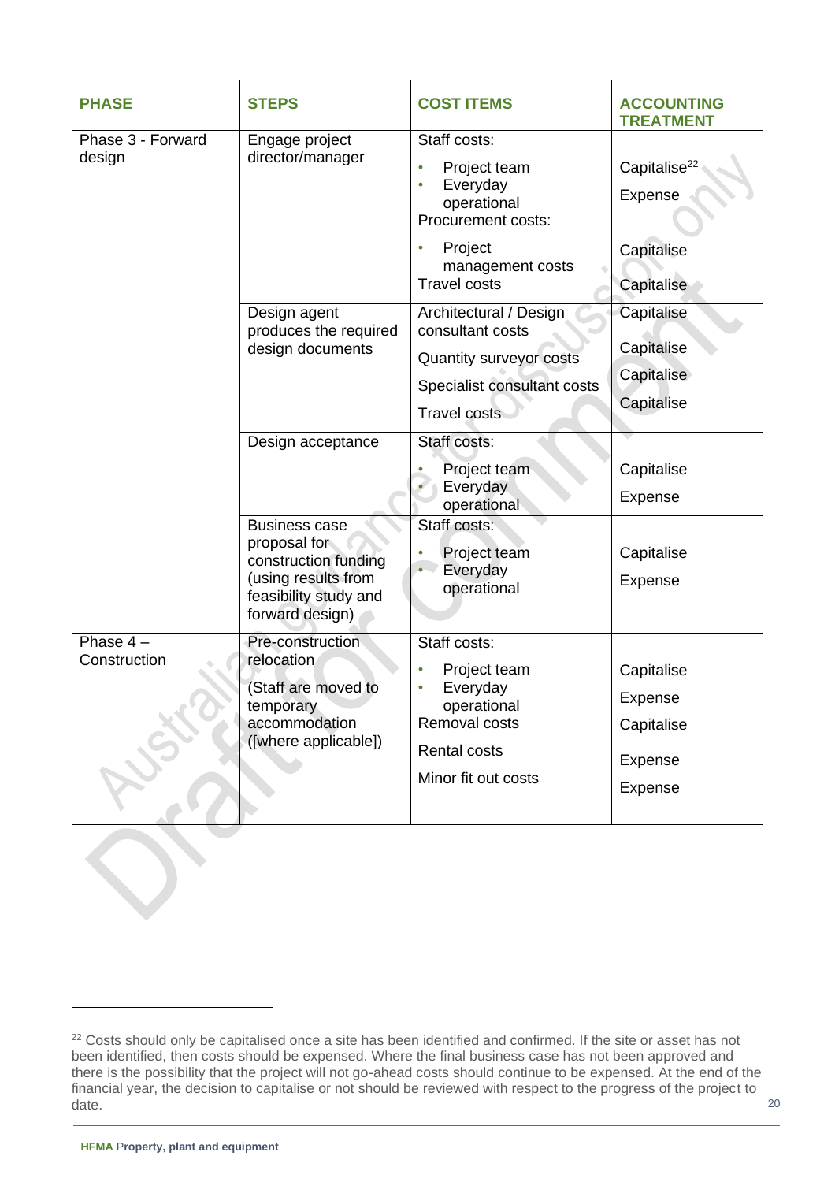| PHASE | STEPS | COST ITEMS | ACCOUNTING TREATMENT |
| --- | --- | --- | --- |
| Phase 3 - Forward design | Engage project director/manager | Staff costs:<br>• Project team<br>• Everyday operational<br>Procurement costs:<br>• Project management costs<br>Travel costs | <br>Capitalise[22]<br>Expense<br><br>Capitalise<br>Capitalise |
| | Design agent produces the required design documents | Architectural / Design consultant costs<br>Quantity surveyor costs<br>Specialist consultant costs<br>Travel costs | Capitalise<br>Capitalise<br>Capitalise<br>Capitalise |
| | Design acceptance | Staff costs:<br>• Project team<br>• Everyday operational | <br>Capitalise<br>Expense |
| | Business case proposal for construction funding (using results from feasibility study and forward design) | Staff costs:<br>• Project team<br>• Everyday operational | <br>Capitalise<br>Expense |
| Phase 4 – Construction | Pre-construction relocation<br>(Staff are moved to temporary accommodation ([where applicable]) | Staff costs:<br>• Project team<br>• Everyday operational<br>Removal costs<br>Rental costs<br>Minor fit out costs | <br>Capitalise<br>Expense<br>Capitalise<br>Expense<br>Expense |

[22] Costs should only be capitalised once a site has been identified and confirmed. If the site or asset has not been identified, then costs should be expensed. Where the final business case has not been approved and there is the possibility that the project will not go-ahead costs should continue to be expensed. At the end of the financial year, the decision to capitalise or not should be reviewed with respect to the progress of the project to date.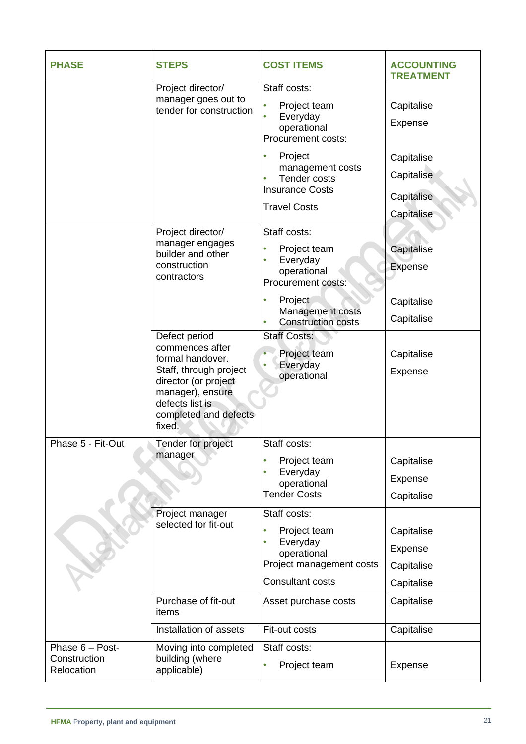| PHASE | STEPS | COST ITEMS | ACCOUNTING TREATMENT |
|---|---|---|---|
| | Project director/ manager goes out to tender for construction | Staff costs:<br>• Project team<br>• Everyday operational<br>Procurement costs:<br>• Project management costs<br>• Tender costs<br>Insurance Costs<br>Travel Costs | <br>Capitalise<br>Expense<br><br>Capitalise<br>Capitalise<br>Capitalise<br>Capitalise |
| | Project director/ manager engages builder and other construction contractors | Staff costs:<br>• Project team<br>• Everyday operational<br>Procurement costs:<br>• Project Management costs<br>• Construction costs | <br>Capitalise<br>Expense<br><br>Capitalise<br>Capitalise |
| | Defect period commences after formal handover. Staff, through project director (or project manager), ensure defects list is completed and defects fixed. | Staff Costs:<br>• Project team<br>• Everyday operational | <br>Capitalise<br>Expense |
| Phase 5 - Fit-Out | Tender for project manager | Staff costs:<br>• Project team<br>• Everyday operational<br>Tender Costs | <br>Capitalise<br>Expense<br>Capitalise |
| | Project manager selected for fit-out | Staff costs:<br>• Project team<br>• Everyday operational<br>Project management costs<br>Consultant costs | <br>Capitalise<br>Expense<br>Capitalise<br>Capitalise |
| | Purchase of fit-out items | Asset purchase costs | Capitalise |
| | Installation of assets | Fit-out costs | Capitalise |
| Phase 6 – Post-Construction Relocation | Moving into completed building (where applicable) | Staff costs:<br>• Project team | <br>Expense |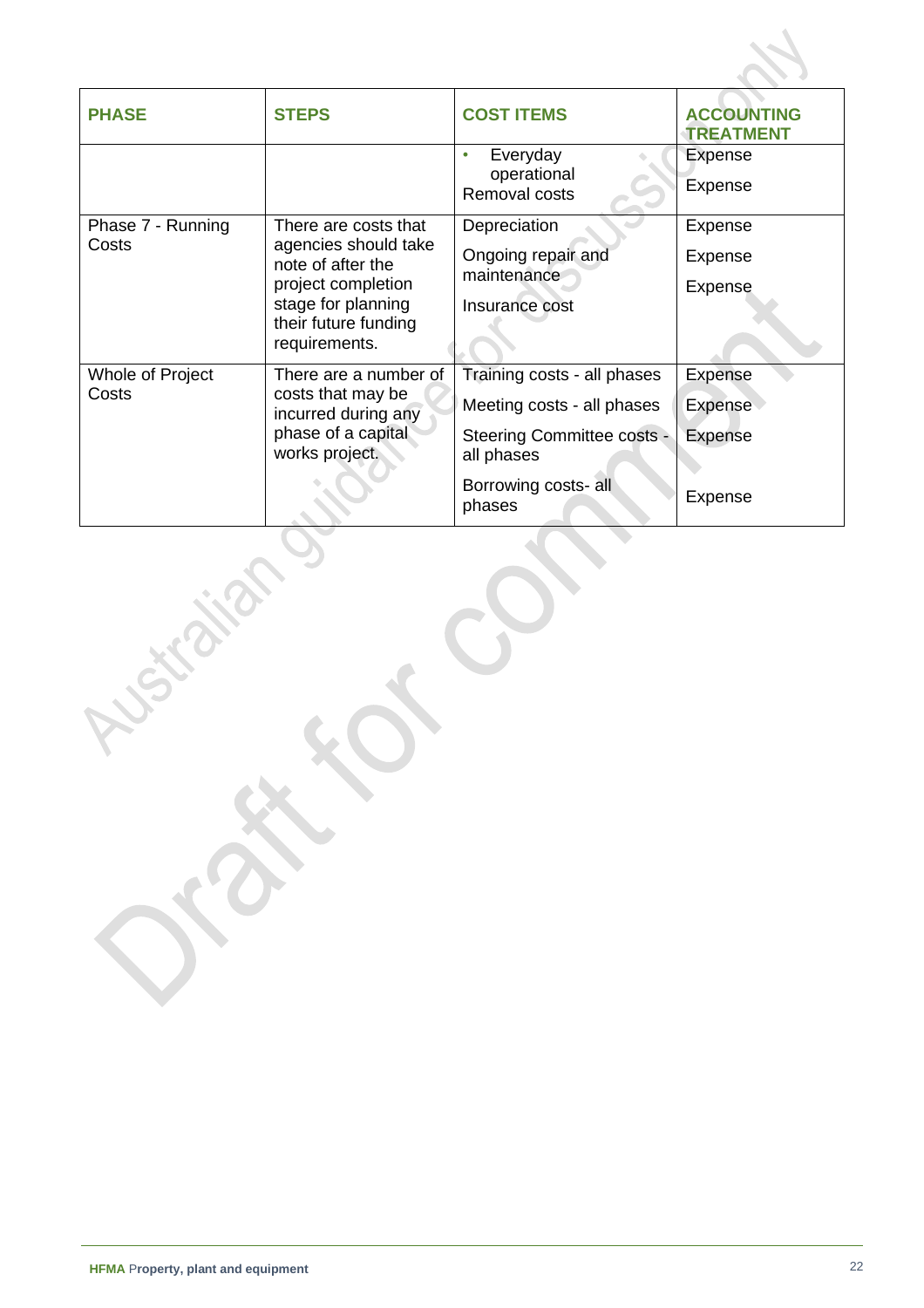| PHASE | STEPS | COST ITEMS | ACCOUNTING TREATMENT |
|---|---|---|---|
| | | • Everyday operational<br>Removal costs | Expense<br>Expense |
| Phase 7 - Running Costs | There are costs that agencies should take note of after the project completion stage for planning their future funding requirements. | Depreciation<br>Ongoing repair and maintenance<br>Insurance cost | Expense<br>Expense<br>Expense |
| Whole of Project Costs | There are a number of costs that may be incurred during any phase of a capital works project. | Training costs - all phases<br>Meeting costs - all phases<br>Steering Committee costs - all phases<br>Borrowing costs- all phases | Expense<br>Expense<br>Expense<br>Expense |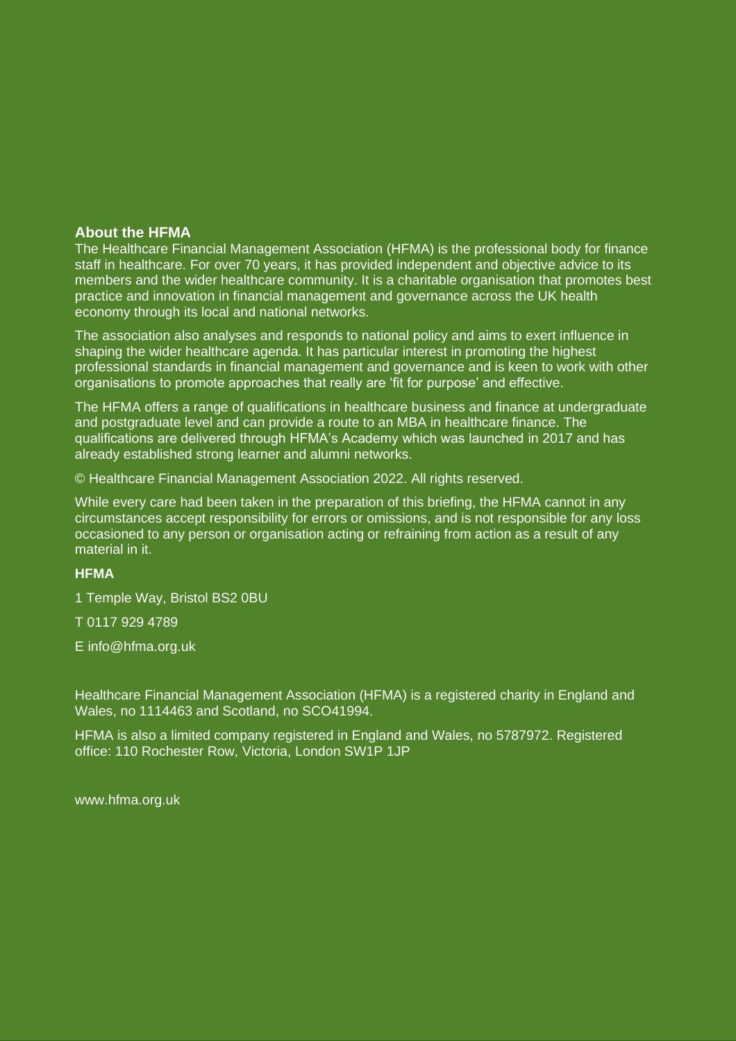## About the HFMA

The Healthcare Financial Management Association (HFMA) is the professional body for finance staff in healthcare. For over 70 years, it has provided independent and objective advice to its members and the wider healthcare community. It is a charitable organisation that promotes best practice and innovation in financial management and governance across the UK health economy through its local and national networks.

The association also analyses and responds to national policy and aims to exert influence in shaping the wider healthcare agenda. It has particular interest in promoting the highest professional standards in financial management and governance and is keen to work with other organisations to promote approaches that really are 'fit for purpose' and effective.

The HFMA offers a range of qualifications in healthcare business and finance at undergraduate and postgraduate level and can provide a route to an MBA in healthcare finance. The qualifications are delivered through HFMA's Academy which was launched in 2017 and has already established strong learner and alumni networks.

© Healthcare Financial Management Association 2022. All rights reserved.

While every care had been taken in the preparation of this briefing, the HFMA cannot in any circumstances accept responsibility for errors or omissions, and is not responsible for any loss occasioned to any person or organisation acting or refraining from action as a result of any material in it.

**HFMA**

1 Temple Way, Bristol BS2 0BU

T 0117 929 4789

E info@hfma.org.uk

Healthcare Financial Management Association (HFMA) is a registered charity in England and Wales, no 1114463 and Scotland, no SCO41994.

HFMA is also a limited company registered in England and Wales, no 5787972. Registered office: 110 Rochester Row, Victoria, London SW1P 1JP

www.hfma.org.uk